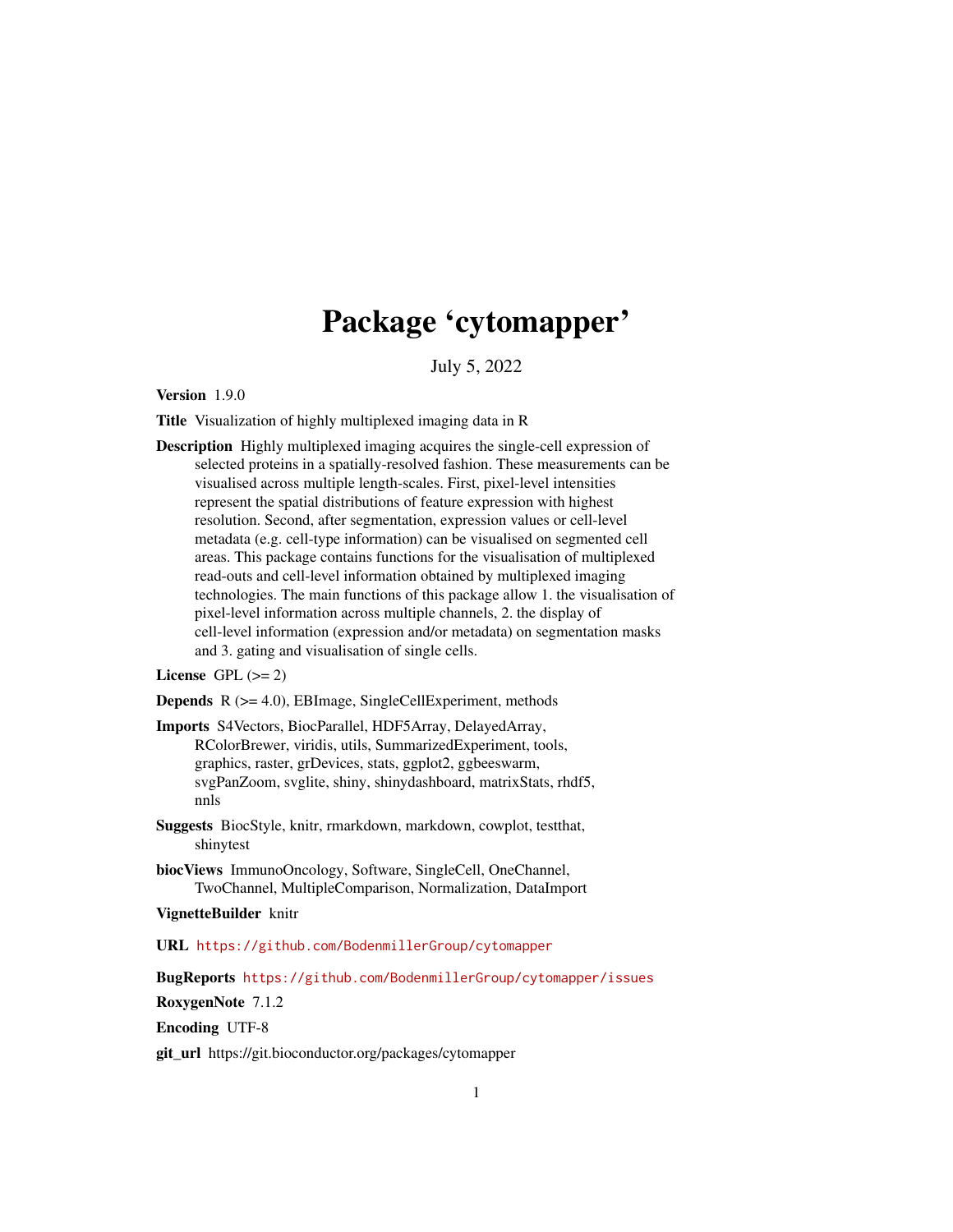# Package 'cytomapper'

July 5, 2022

**Version** 1.9.0

**Title** Visualization of highly multiplexed imaging data in R

**Description** Highly multiplexed imaging acquires the single-cell expression of selected proteins in a spatially-resolved fashion. These measurements can be visualised across multiple length-scales. First, pixel-level intensities represent the spatial distributions of feature expression with highest resolution. Second, after segmentation, expression values or cell-level metadata (e.g. cell-type information) can be visualised on segmented cell areas. This package contains functions for the visualisation of multiplexed read-outs and cell-level information obtained by multiplexed imaging technologies. The main functions of this package allow 1. the visualisation of pixel-level information across multiple channels, 2. the display of cell-level information (expression and/or metadata) on segmentation masks and 3. gating and visualisation of single cells.

**License** GPL (>= 2)

**Depends** R (>= 4.0), EBImage, SingleCellExperiment, methods

**Imports** S4Vectors, BiocParallel, HDF5Array, DelayedArray, RColorBrewer, viridis, utils, SummarizedExperiment, tools, graphics, raster, grDevices, stats, ggplot2, ggbeeswarm, svgPanZoom, svglite, shiny, shinydashboard, matrixStats, rhdf5, nnls

**Suggests** BiocStyle, knitr, rmarkdown, markdown, cowplot, testthat, shinytest

**biocViews** ImmunoOncology, Software, SingleCell, OneChannel, TwoChannel, MultipleComparison, Normalization, DataImport

**VignetteBuilder** knitr

**URL** https://github.com/BodenmillerGroup/cytomapper

**BugReports** https://github.com/BodenmillerGroup/cytomapper/issues

**RoxygenNote** 7.1.2

**Encoding** UTF-8

**git_url** https://git.bioconductor.org/packages/cytomapper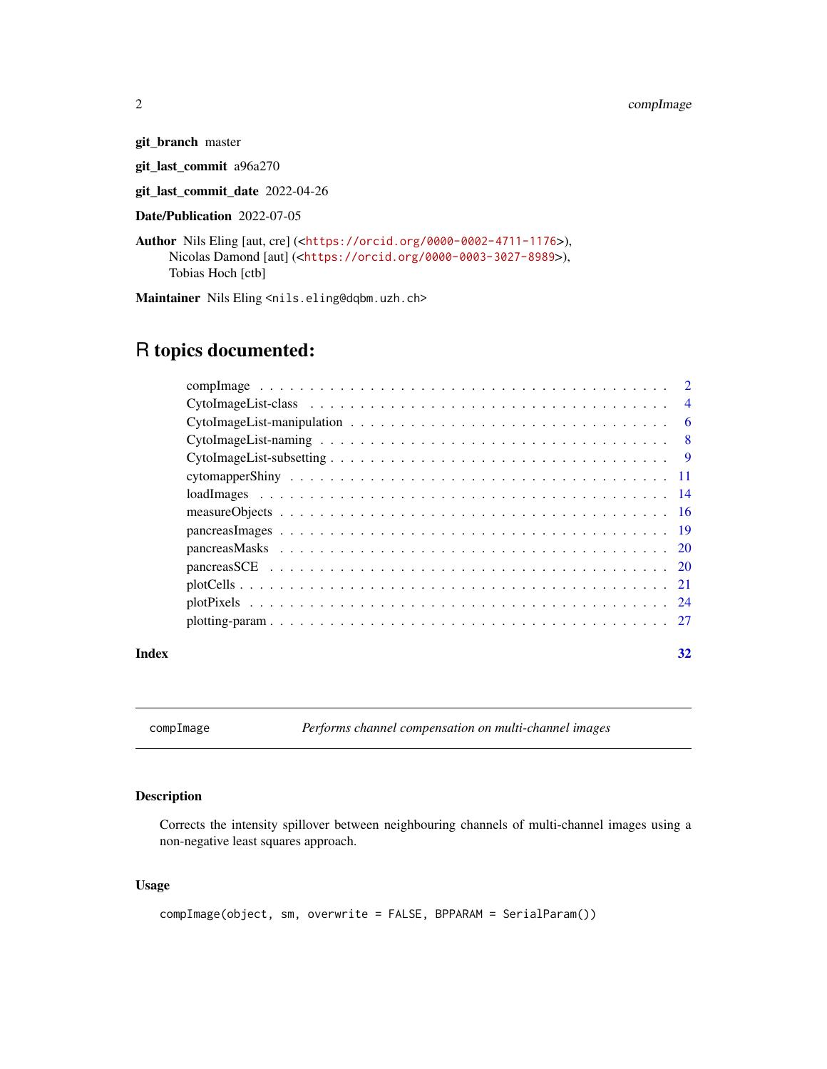**git_branch** master

**git_last_commit** a96a270

**git_last_commit_date** 2022-04-26

**Date/Publication** 2022-07-05

**Author** Nils Eling [aut, cre] (<https://orcid.org/0000-0002-4711-1176>),
Nicolas Damond [aut] (<https://orcid.org/0000-0003-3027-8989>),
Tobias Hoch [ctb]

**Maintainer** Nils Eling <nils.eling@dqbm.uzh.ch>

# R topics documented:

- compImage . . . . . 2
- CytoImageList-class . . . . . 4
- CytoImageList-manipulation . . . . . 6
- CytoImageList-naming . . . . . 8
- CytoImageList-subsetting . . . . . 9
- cytomapperShiny . . . . . 11
- loadImages . . . . . 14
- measureObjects . . . . . 16
- pancreasImages . . . . . 19
- pancreasMasks . . . . . 20
- pancreasSCE . . . . . 20
- plotCells . . . . . 21
- plotPixels . . . . . 24
- plotting-param . . . . . 27

**Index** **32**

---

## compImage — *Performs channel compensation on multi-channel images*

### Description

Corrects the intensity spillover between neighbouring channels of multi-channel images using a non-negative least squares approach.

### Usage

```
compImage(object, sm, overwrite = FALSE, BPPARAM = SerialParam())
```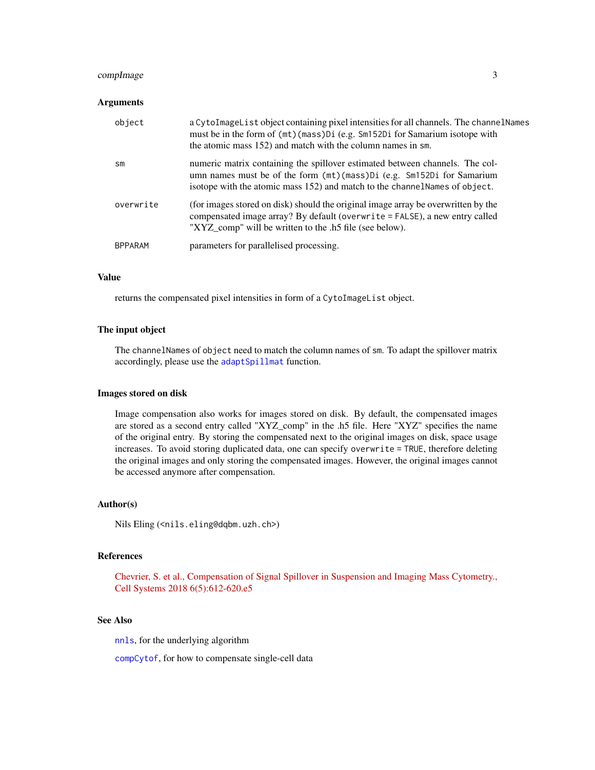## Arguments

| | |
|---|---|
| `object` | a `CytoImageList` object containing pixel intensities for all channels. The `channelNames` must be in the form of `(mt)(mass)Di` (e.g. `Sm152Di` for Samarium isotope with the atomic mass 152) and match with the column names in `sm`. |
| `sm` | numeric matrix containing the spillover estimated between channels. The column names must be of the form `(mt)(mass)Di` (e.g. `Sm152Di` for Samarium isotope with the atomic mass 152) and match to the `channelNames` of `object`. |
| `overwrite` | (for images stored on disk) should the original image array be overwritten by the compensated image array? By default (`overwrite = FALSE`), a new entry called "XYZ_comp" will be written to the .h5 file (see below). |
| `BPPARAM` | parameters for parallelised processing. |

## Value

returns the compensated pixel intensities in form of a `CytoImageList` object.

## The input object

The `channelNames` of `object` need to match the column names of `sm`. To adapt the spillover matrix accordingly, please use the `adaptSpillmat` function.

## Images stored on disk

Image compensation also works for images stored on disk. By default, the compensated images are stored as a second entry called "XYZ_comp" in the .h5 file. Here "XYZ" specifies the name of the original entry. By storing the compensated next to the original images on disk, space usage increases. To avoid storing duplicated data, one can specify `overwrite = TRUE`, therefore deleting the original images and only storing the compensated images. However, the original images cannot be accessed anymore after compensation.

## Author(s)

Nils Eling (<nils.eling@dqbm.uzh.ch>)

## References

Chevrier, S. et al., Compensation of Signal Spillover in Suspension and Imaging Mass Cytometry., Cell Systems 2018 6(5):612-620.e5

## See Also

`nnls`, for the underlying algorithm

`compCytof`, for how to compensate single-cell data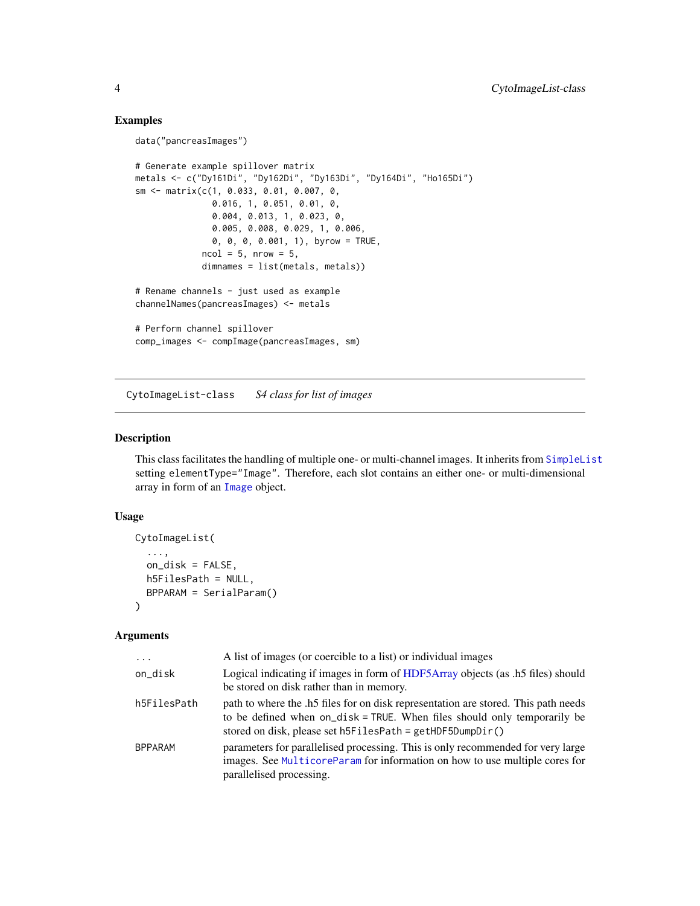## Examples

```
data("pancreasImages")

# Generate example spillover matrix
metals <- c("Dy161Di", "Dy162Di", "Dy163Di", "Dy164Di", "Ho165Di")
sm <- matrix(c(1, 0.033, 0.01, 0.007, 0,
               0.016, 1, 0.051, 0.01, 0,
               0.004, 0.013, 1, 0.023, 0,
               0.005, 0.008, 0.029, 1, 0.006,
               0, 0, 0, 0.001, 1), byrow = TRUE,
             ncol = 5, nrow = 5,
             dimnames = list(metals, metals))

# Rename channels - just used as example
channelNames(pancreasImages) <- metals

# Perform channel spillover
comp_images <- compImage(pancreasImages, sm)
```

---

# CytoImageList-class    *S4 class for list of images*

## Description

This class facilitates the handling of multiple one- or multi-channel images. It inherits from `SimpleList` setting `elementType="Image"`. Therefore, each slot contains an either one- or multi-dimensional array in form of an `Image` object.

## Usage

```
CytoImageList(
  ...,
  on_disk = FALSE,
  h5FilesPath = NULL,
  BPPARAM = SerialParam()
)
```

## Arguments

| | |
|---|---|
| `...` | A list of images (or coercible to a list) or individual images |
| `on_disk` | Logical indicating if images in form of HDF5Array objects (as .h5 files) should be stored on disk rather than in memory. |
| `h5FilesPath` | path to where the .h5 files for on disk representation are stored. This path needs to be defined when `on_disk = TRUE`. When files should only temporarily be stored on disk, please set `h5FilesPath = getHDF5DumpDir()` |
| `BPPARAM` | parameters for parallelised processing. This is only recommended for very large images. See `MulticoreParam` for information on how to use multiple cores for parallelised processing. |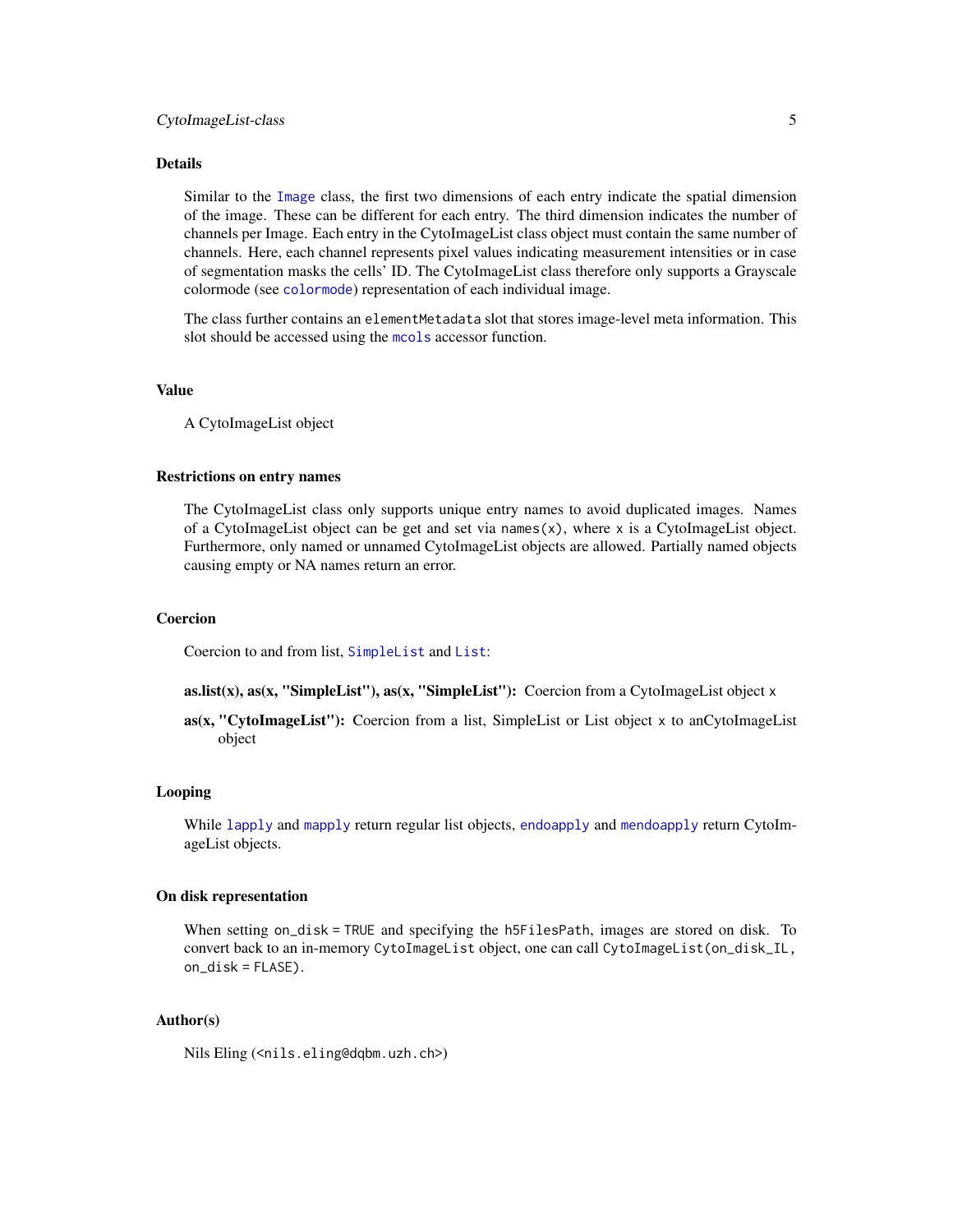### Details

Similar to the `Image` class, the first two dimensions of each entry indicate the spatial dimension of the image. These can be different for each entry. The third dimension indicates the number of channels per Image. Each entry in the CytoImageList class object must contain the same number of channels. Here, each channel represents pixel values indicating measurement intensities or in case of segmentation masks the cells' ID. The CytoImageList class therefore only supports a Grayscale colormode (see `colormode`) representation of each individual image.

The class further contains an `elementMetadata` slot that stores image-level meta information. This slot should be accessed using the `mcols` accessor function.

### Value

A CytoImageList object

### Restrictions on entry names

The CytoImageList class only supports unique entry names to avoid duplicated images. Names of a CytoImageList object can be get and set via `names(x)`, where `x` is a CytoImageList object. Furthermore, only named or unnamed CytoImageList objects are allowed. Partially named objects causing empty or NA names return an error.

### Coercion

Coercion to and from list, `SimpleList` and `List`:

**as.list(x), as(x, "SimpleList"), as(x, "SimpleList"):** Coercion from a CytoImageList object `x`

**as(x, "CytoImageList"):** Coercion from a list, SimpleList or List object `x` to anCytoImageList object

### Looping

While `lapply` and `mapply` return regular list objects, `endoapply` and `mendoapply` return CytoImageList objects.

### On disk representation

When setting `on_disk = TRUE` and specifying the `h5FilesPath`, images are stored on disk. To convert back to an in-memory `CytoImageList` object, one can call `CytoImageList(on_disk_IL, on_disk = FLASE)`.

### Author(s)

Nils Eling (<nils.eling@dqbm.uzh.ch>)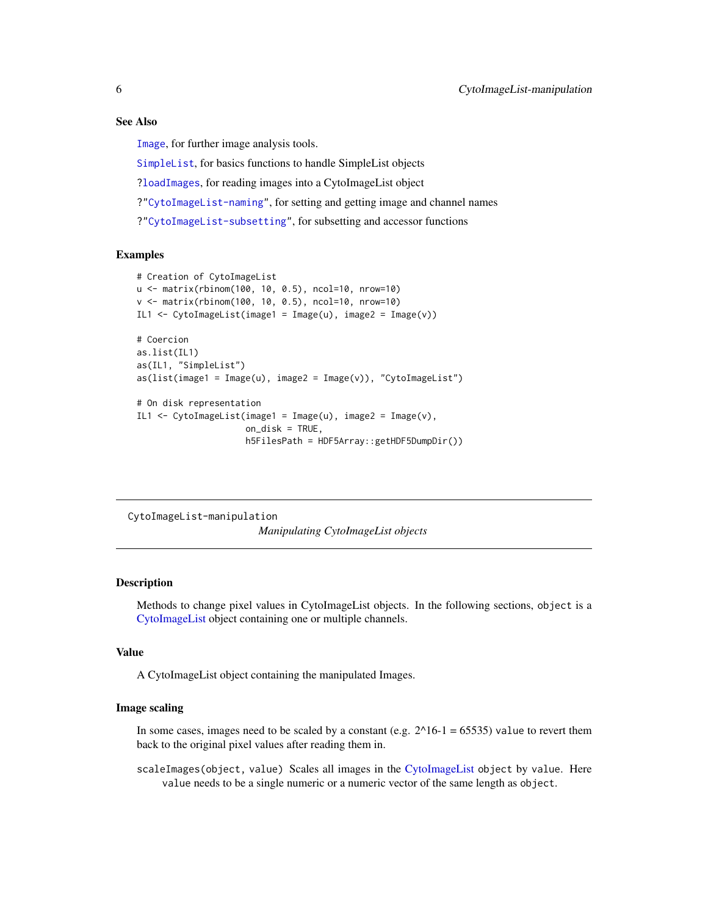### See Also

Image, for further image analysis tools.

SimpleList, for basics functions to handle SimpleList objects

?loadImages, for reading images into a CytoImageList object

?"CytoImageList-naming", for setting and getting image and channel names

?"CytoImageList-subsetting", for subsetting and accessor functions

### Examples

```
# Creation of CytoImageList
u <- matrix(rbinom(100, 10, 0.5), ncol=10, nrow=10)
v <- matrix(rbinom(100, 10, 0.5), ncol=10, nrow=10)
IL1 <- CytoImageList(image1 = Image(u), image2 = Image(v))

# Coercion
as.list(IL1)
as(IL1, "SimpleList")
as(list(image1 = Image(u), image2 = Image(v)), "CytoImageList")

# On disk representation
IL1 <- CytoImageList(image1 = Image(u), image2 = Image(v),
                     on_disk = TRUE,
                     h5FilesPath = HDF5Array::getHDF5DumpDir())
```

---

## CytoImageList-manipulation

*Manipulating CytoImageList objects*

---

### Description

Methods to change pixel values in CytoImageList objects. In the following sections, `object` is a CytoImageList object containing one or multiple channels.

### Value

A CytoImageList object containing the manipulated Images.

### Image scaling

In some cases, images need to be scaled by a constant (e.g. 2^16-1 = 65535) `value` to revert them back to the original pixel values after reading them in.

`scaleImages(object, value)` Scales all images in the CytoImageList `object` by `value`. Here `value` needs to be a single numeric or a numeric vector of the same length as `object`.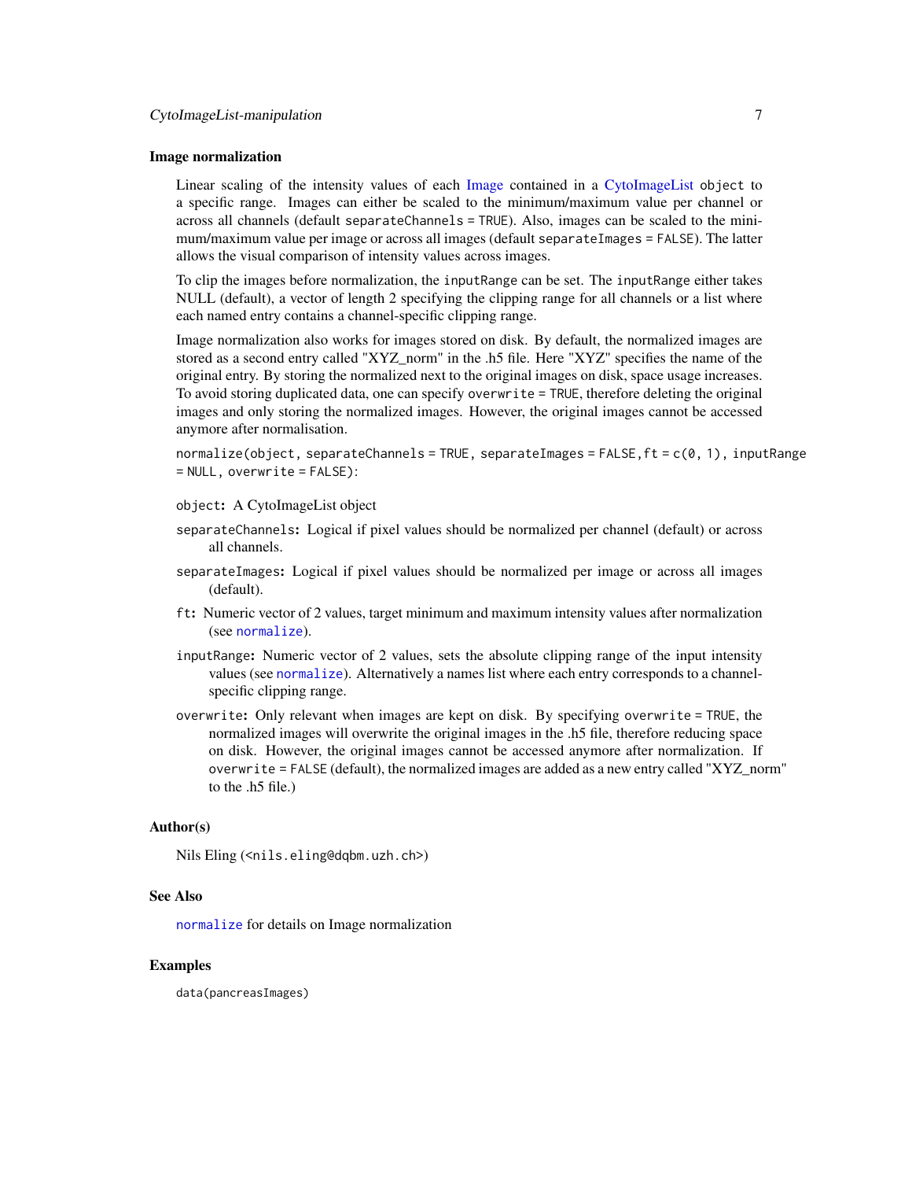### Image normalization

Linear scaling of the intensity values of each Image contained in a CytoImageList object to a specific range. Images can either be scaled to the minimum/maximum value per channel or across all channels (default `separateChannels = TRUE`). Also, images can be scaled to the minimum/maximum value per image or across all images (default `separateImages = FALSE`). The latter allows the visual comparison of intensity values across images.

To clip the images before normalization, the `inputRange` can be set. The `inputRange` either takes NULL (default), a vector of length 2 specifying the clipping range for all channels or a list where each named entry contains a channel-specific clipping range.

Image normalization also works for images stored on disk. By default, the normalized images are stored as a second entry called "XYZ_norm" in the .h5 file. Here "XYZ" specifies the name of the original entry. By storing the normalized next to the original images on disk, space usage increases. To avoid storing duplicated data, one can specify `overwrite = TRUE`, therefore deleting the original images and only storing the normalized images. However, the original images cannot be accessed anymore after normalisation.

`normalize(object, separateChannels = TRUE, separateImages = FALSE,ft = c(0, 1), inputRange = NULL, overwrite = FALSE)`:

- `object`: A CytoImageList object
- `separateChannels`: Logical if pixel values should be normalized per channel (default) or across all channels.
- `separateImages`: Logical if pixel values should be normalized per image or across all images (default).
- `ft`: Numeric vector of 2 values, target minimum and maximum intensity values after normalization (see `normalize`).
- `inputRange`: Numeric vector of 2 values, sets the absolute clipping range of the input intensity values (see `normalize`). Alternatively a names list where each entry corresponds to a channel-specific clipping range.
- `overwrite`: Only relevant when images are kept on disk. By specifying `overwrite = TRUE`, the normalized images will overwrite the original images in the .h5 file, therefore reducing space on disk. However, the original images cannot be accessed anymore after normalization. If `overwrite = FALSE` (default), the normalized images are added as a new entry called "XYZ_norm" to the .h5 file.)

### Author(s)

Nils Eling (<nils.eling@dqbm.uzh.ch>)

### See Also

`normalize` for details on Image normalization

### Examples

```
data(pancreasImages)
```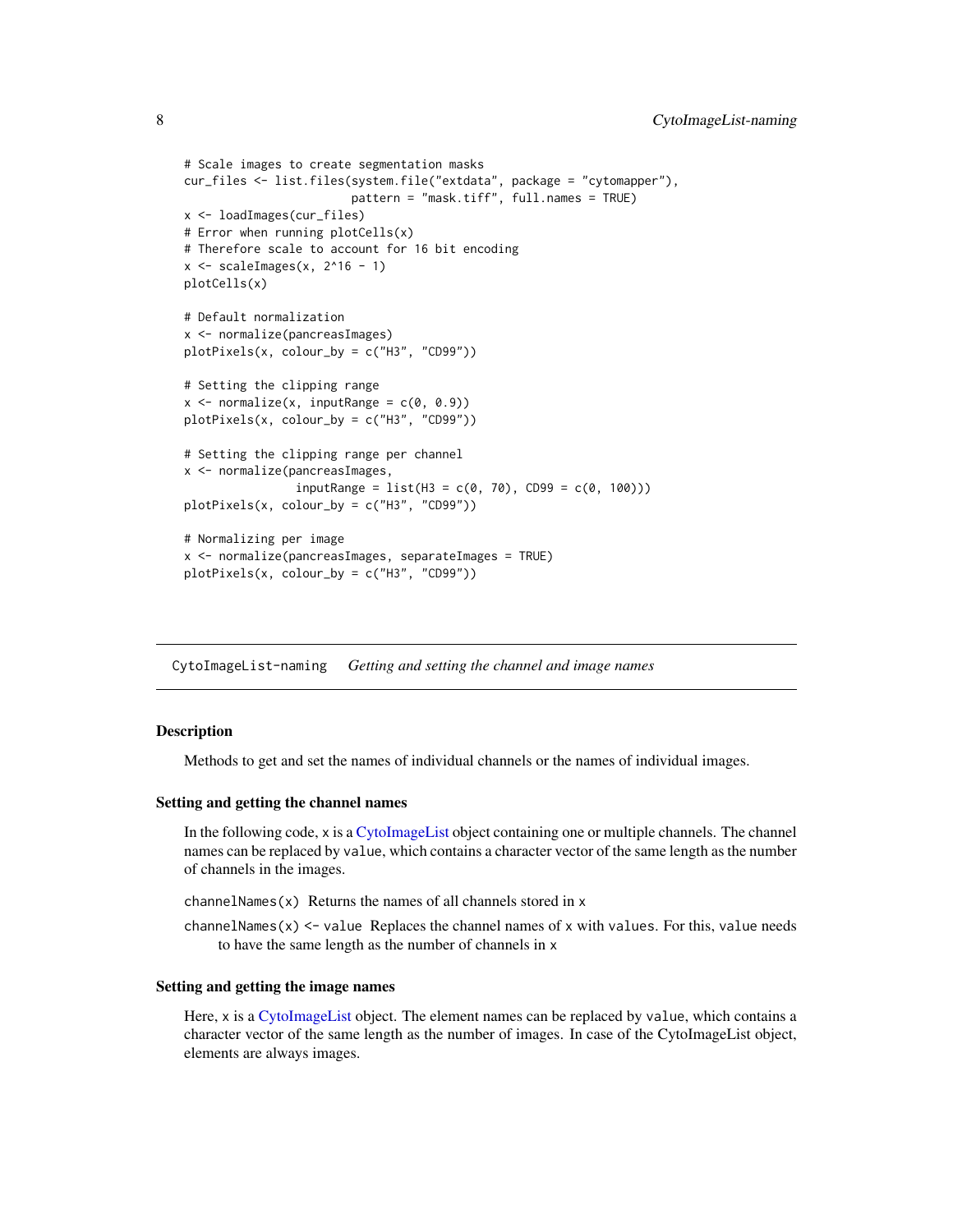```
# Scale images to create segmentation masks
cur_files <- list.files(system.file("extdata", package = "cytomapper"),
                        pattern = "mask.tiff", full.names = TRUE)
x <- loadImages(cur_files)
# Error when running plotCells(x)
# Therefore scale to account for 16 bit encoding
x <- scaleImages(x, 2^16 - 1)
plotCells(x)

# Default normalization
x <- normalize(pancreasImages)
plotPixels(x, colour_by = c("H3", "CD99"))

# Setting the clipping range
x <- normalize(x, inputRange = c(0, 0.9))
plotPixels(x, colour_by = c("H3", "CD99"))

# Setting the clipping range per channel
x <- normalize(pancreasImages,
               inputRange = list(H3 = c(0, 70), CD99 = c(0, 100)))
plotPixels(x, colour_by = c("H3", "CD99"))

# Normalizing per image
x <- normalize(pancreasImages, separateImages = TRUE)
plotPixels(x, colour_by = c("H3", "CD99"))
```

---

## CytoImageList-naming *Getting and setting the channel and image names*

---

### Description

Methods to get and set the names of individual channels or the names of individual images.

### Setting and getting the channel names

In the following code, `x` is a CytoImageList object containing one or multiple channels. The channel names can be replaced by `value`, which contains a character vector of the same length as the number of channels in the images.

`channelNames(x)` Returns the names of all channels stored in `x`

`channelNames(x) <- value` Replaces the channel names of `x` with `values`. For this, `value` needs to have the same length as the number of channels in `x`

### Setting and getting the image names

Here, `x` is a CytoImageList object. The element names can be replaced by `value`, which contains a character vector of the same length as the number of images. In case of the CytoImageList object, elements are always images.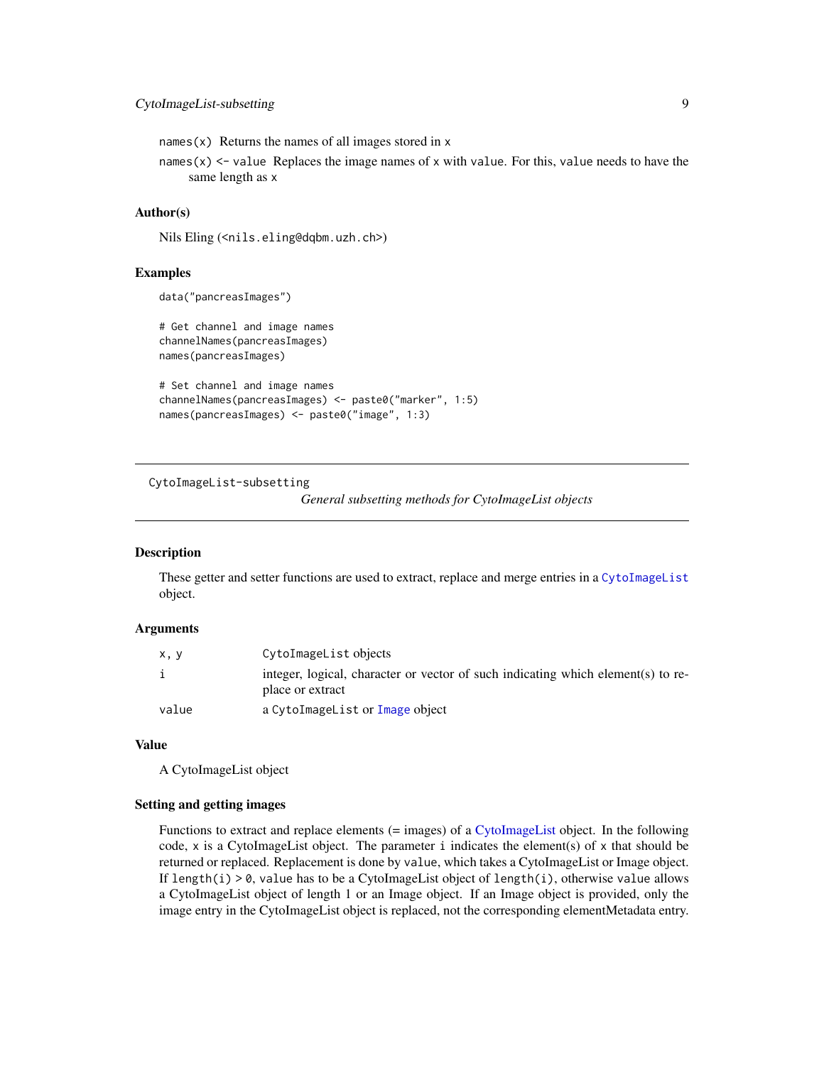`names(x)` Returns the names of all images stored in `x`

`names(x) <- value` Replaces the image names of `x` with `value`. For this, `value` needs to have the same length as `x`

### Author(s)

Nils Eling (<nils.eling@dqbm.uzh.ch>)

### Examples

```
data("pancreasImages")

# Get channel and image names
channelNames(pancreasImages)
names(pancreasImages)

# Set channel and image names
channelNames(pancreasImages) <- paste0("marker", 1:5)
names(pancreasImages) <- paste0("image", 1:3)
```

---

## CytoImageList-subsetting

*General subsetting methods for CytoImageList objects*

---

### Description

These getter and setter functions are used to extract, replace and merge entries in a `CytoImageList` object.

### Arguments

| | |
|---|---|
| `x, y` | `CytoImageList` objects |
| `i` | integer, logical, character or vector of such indicating which element(s) to replace or extract |
| `value` | a `CytoImageList` or `Image` object |

### Value

A CytoImageList object

### Setting and getting images

Functions to extract and replace elements (= images) of a CytoImageList object. In the following code, `x` is a CytoImageList object. The parameter `i` indicates the element(s) of `x` that should be returned or replaced. Replacement is done by `value`, which takes a CytoImageList or Image object. If `length(i) > 0`, `value` has to be a CytoImageList object of `length(i)`, otherwise `value` allows a CytoImageList object of length 1 or an Image object. If an Image object is provided, only the image entry in the CytoImageList object is replaced, not the corresponding elementMetadata entry.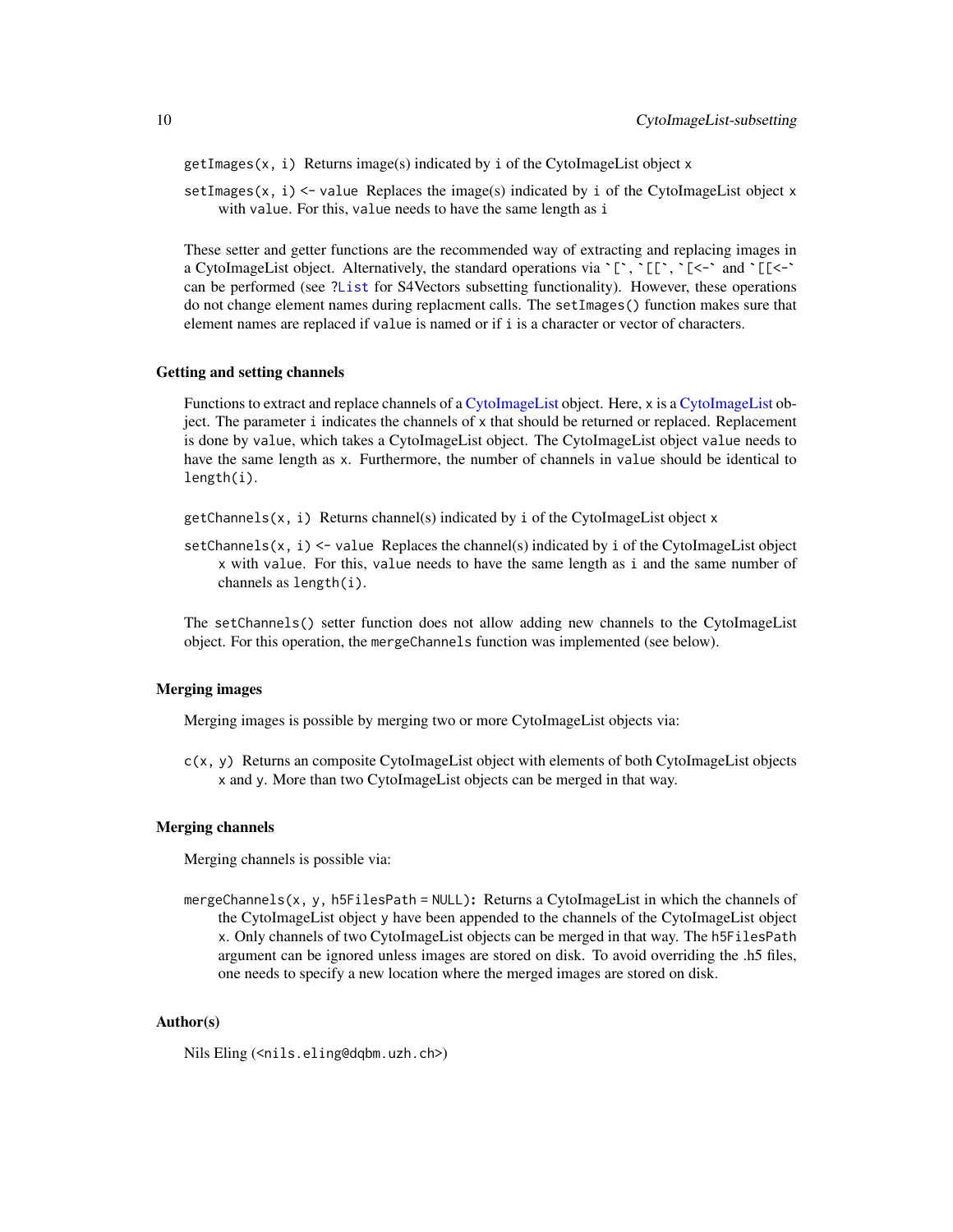`getImages(x, i)` Returns image(s) indicated by `i` of the CytoImageList object `x`

`setImages(x, i) <- value` Replaces the image(s) indicated by `i` of the CytoImageList object `x` with `value`. For this, `value` needs to have the same length as `i`

These setter and getter functions are the recommended way of extracting and replacing images in a CytoImageList object. Alternatively, the standard operations via `` `[` ``, `` `[[` ``, `` `[<-` `` and `` `[[<-` `` can be performed (see `?List` for S4Vectors subsetting functionality). However, these operations do not change element names during replacment calls. The `setImages()` function makes sure that element names are replaced if `value` is named or if `i` is a character or vector of characters.

### Getting and setting channels

Functions to extract and replace channels of a CytoImageList object. Here, `x` is a CytoImageList object. The parameter `i` indicates the channels of `x` that should be returned or replaced. Replacement is done by `value`, which takes a CytoImageList object. The CytoImageList object `value` needs to have the same length as `x`. Furthermore, the number of channels in `value` should be identical to `length(i)`.

`getChannels(x, i)` Returns channel(s) indicated by `i` of the CytoImageList object `x`

`setChannels(x, i) <- value` Replaces the channel(s) indicated by `i` of the CytoImageList object `x` with `value`. For this, `value` needs to have the same length as `i` and the same number of channels as `length(i)`.

The `setChannels()` setter function does not allow adding new channels to the CytoImageList object. For this operation, the `mergeChannels` function was implemented (see below).

### Merging images

Merging images is possible by merging two or more CytoImageList objects via:

`c(x, y)` Returns an composite CytoImageList object with elements of both CytoImageList objects `x` and `y`. More than two CytoImageList objects can be merged in that way.

### Merging channels

Merging channels is possible via:

**`mergeChannels(x, y, h5FilesPath = NULL)`:** Returns a CytoImageList in which the channels of the CytoImageList object `y` have been appended to the channels of the CytoImageList object `x`. Only channels of two CytoImageList objects can be merged in that way. The `h5FilesPath` argument can be ignored unless images are stored on disk. To avoid overriding the .h5 files, one needs to specify a new location where the merged images are stored on disk.

### Author(s)

Nils Eling (<nils.eling@dqbm.uzh.ch>)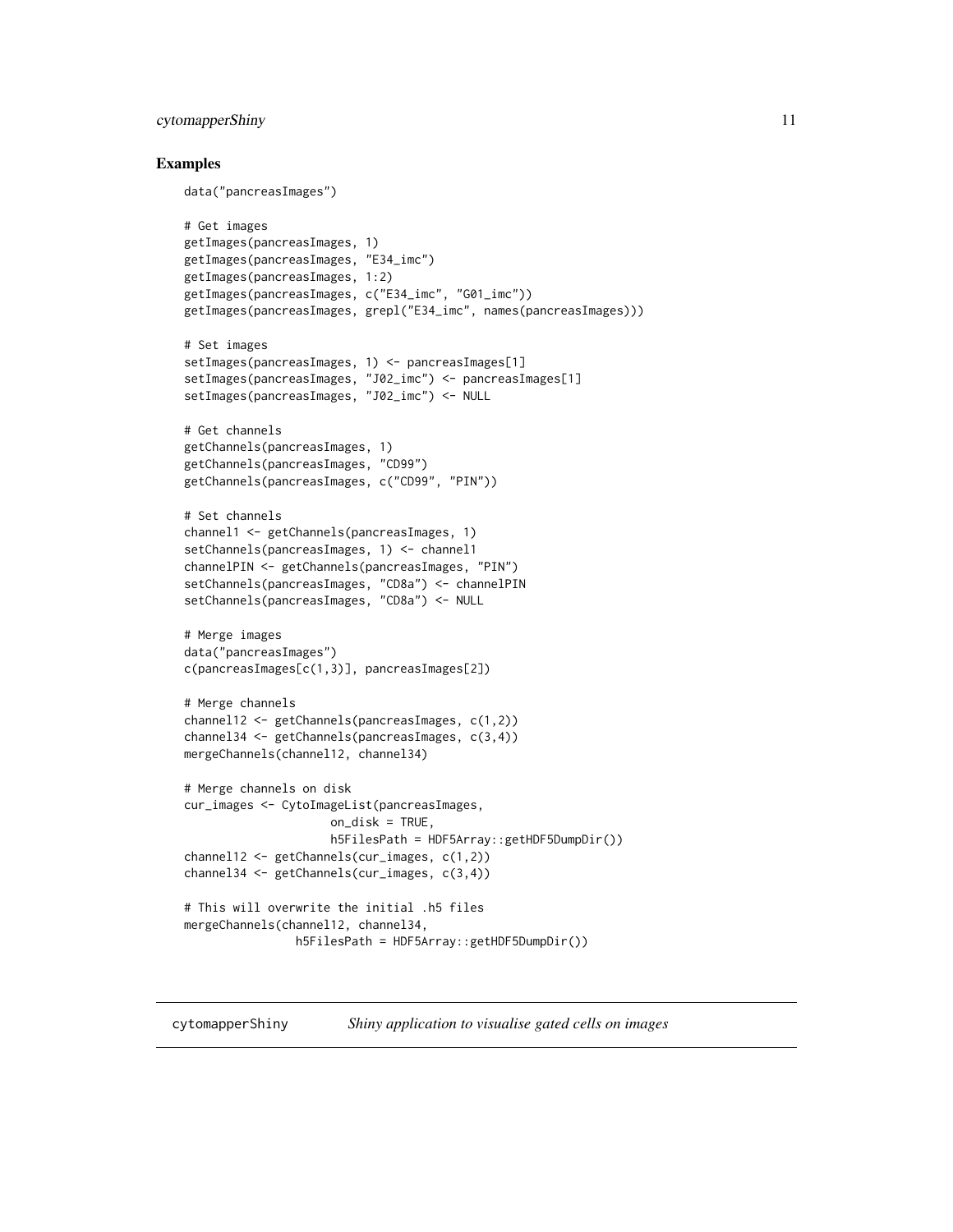## Examples

```
data("pancreasImages")

# Get images
getImages(pancreasImages, 1)
getImages(pancreasImages, "E34_imc")
getImages(pancreasImages, 1:2)
getImages(pancreasImages, c("E34_imc", "G01_imc"))
getImages(pancreasImages, grepl("E34_imc", names(pancreasImages)))

# Set images
setImages(pancreasImages, 1) <- pancreasImages[1]
setImages(pancreasImages, "J02_imc") <- pancreasImages[1]
setImages(pancreasImages, "J02_imc") <- NULL

# Get channels
getChannels(pancreasImages, 1)
getChannels(pancreasImages, "CD99")
getChannels(pancreasImages, c("CD99", "PIN"))

# Set channels
channel1 <- getChannels(pancreasImages, 1)
setChannels(pancreasImages, 1) <- channel1
channelPIN <- getChannels(pancreasImages, "PIN")
setChannels(pancreasImages, "CD8a") <- channelPIN
setChannels(pancreasImages, "CD8a") <- NULL

# Merge images
data("pancreasImages")
c(pancreasImages[c(1,3)], pancreasImages[2])

# Merge channels
channel12 <- getChannels(pancreasImages, c(1,2))
channel34 <- getChannels(pancreasImages, c(3,4))
mergeChannels(channel12, channel34)

# Merge channels on disk
cur_images <- CytoImageList(pancreasImages,
                    on_disk = TRUE,
                    h5FilesPath = HDF5Array::getHDF5DumpDir())
channel12 <- getChannels(cur_images, c(1,2))
channel34 <- getChannels(cur_images, c(3,4))

# This will overwrite the initial .h5 files
mergeChannels(channel12, channel34,
                h5FilesPath = HDF5Array::getHDF5DumpDir())
```

---

`cytomapperShiny` *Shiny application to visualise gated cells on images*

---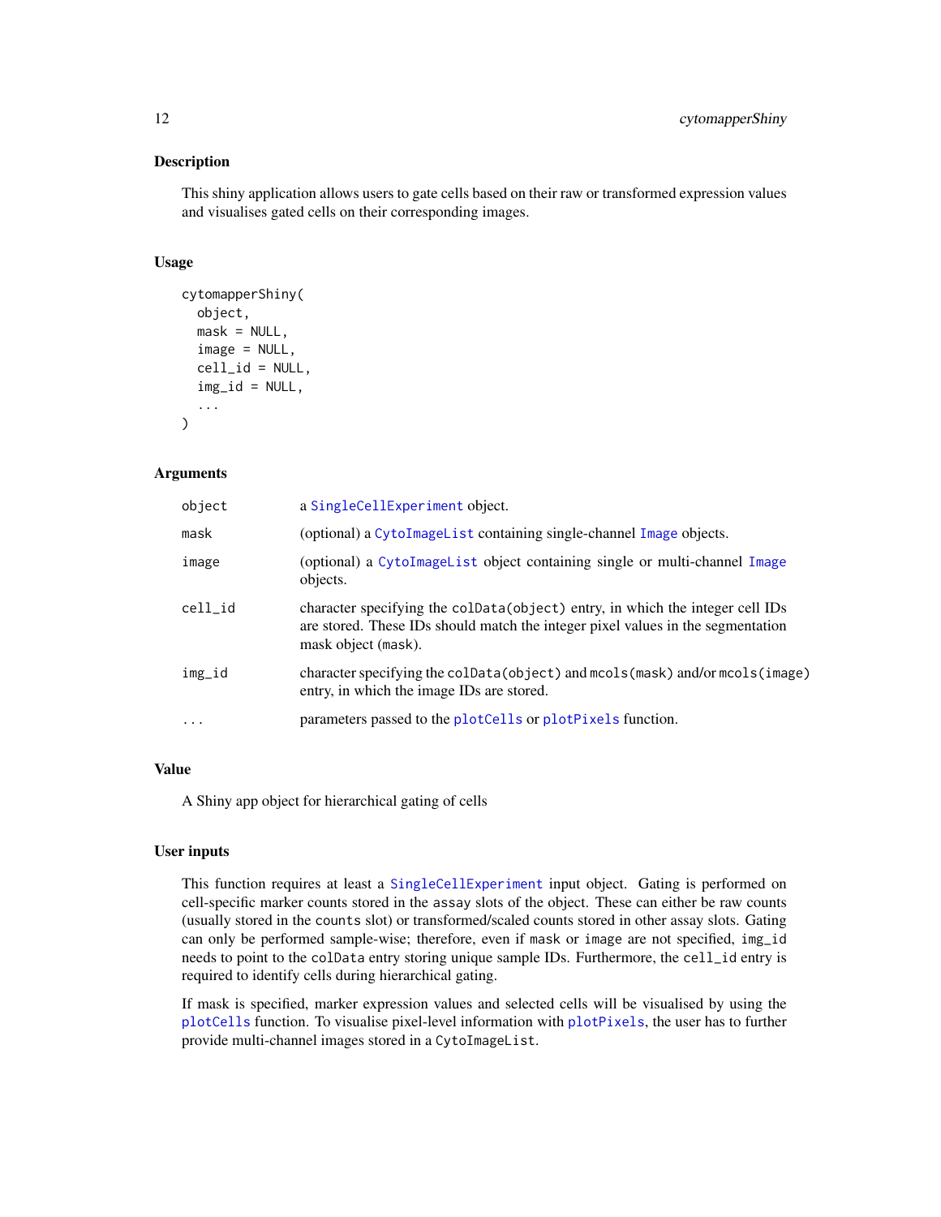## Description

This shiny application allows users to gate cells based on their raw or transformed expression values and visualises gated cells on their corresponding images.

## Usage

```
cytomapperShiny(
  object,
  mask = NULL,
  image = NULL,
  cell_id = NULL,
  img_id = NULL,
  ...
)
```

## Arguments

| | |
|---|---|
| object | a SingleCellExperiment object. |
| mask | (optional) a CytoImageList containing single-channel Image objects. |
| image | (optional) a CytoImageList object containing single or multi-channel Image objects. |
| cell_id | character specifying the `colData(object)` entry, in which the integer cell IDs are stored. These IDs should match the integer pixel values in the segmentation mask object (`mask`). |
| img_id | character specifying the `colData(object)` and `mcols(mask)` and/or `mcols(image)` entry, in which the image IDs are stored. |
| ... | parameters passed to the plotCells or plotPixels function. |

## Value

A Shiny app object for hierarchical gating of cells

## User inputs

This function requires at least a SingleCellExperiment input object. Gating is performed on cell-specific marker counts stored in the `assay` slots of the object. These can either be raw counts (usually stored in the `counts` slot) or transformed/scaled counts stored in other assay slots. Gating can only be performed sample-wise; therefore, even if `mask` or `image` are not specified, `img_id` needs to point to the `colData` entry storing unique sample IDs. Furthermore, the `cell_id` entry is required to identify cells during hierarchical gating.

If mask is specified, marker expression values and selected cells will be visualised by using the plotCells function. To visualise pixel-level information with plotPixels, the user has to further provide multi-channel images stored in a `CytoImageList`.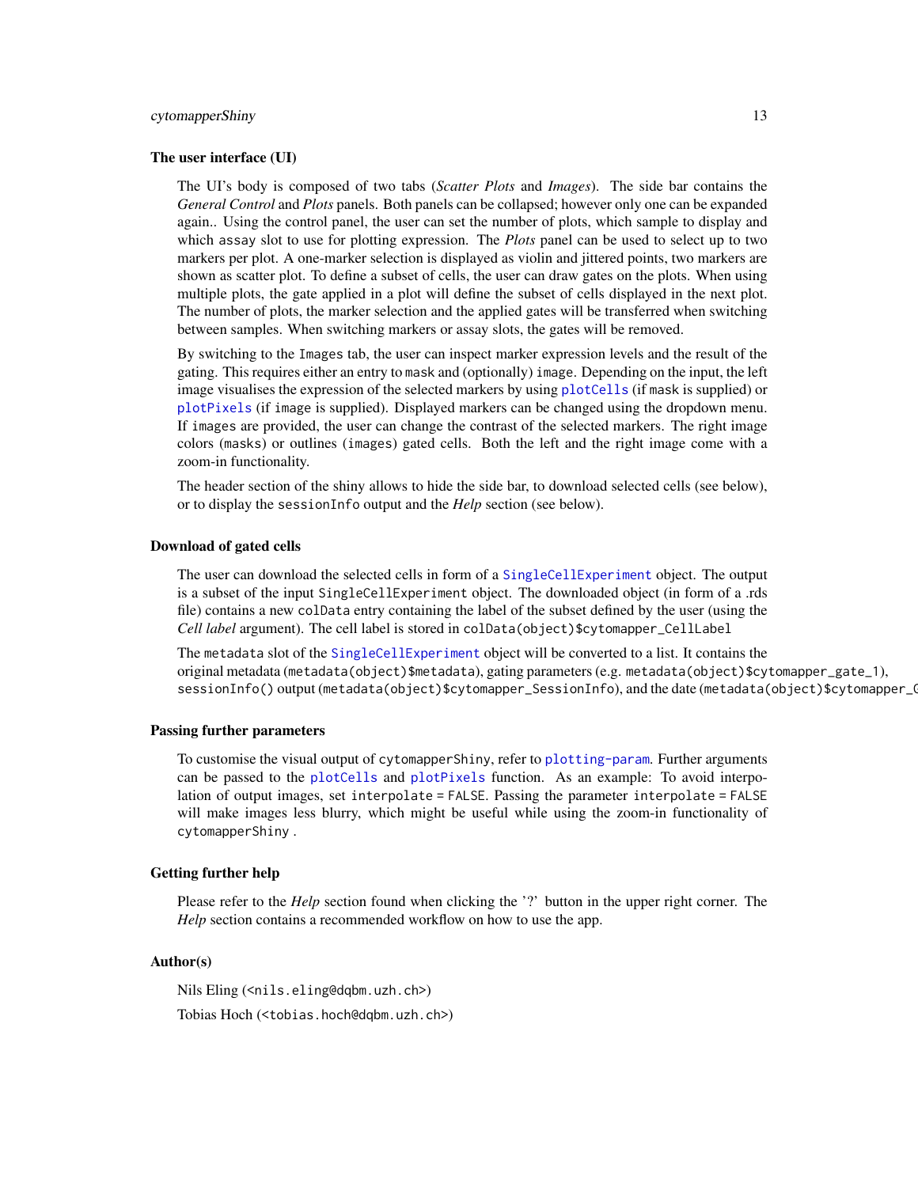### The user interface (UI)

The UI's body is composed of two tabs (*Scatter Plots* and *Images*). The side bar contains the *General Control* and *Plots* panels. Both panels can be collapsed; however only one can be expanded again.. Using the control panel, the user can set the number of plots, which sample to display and which assay slot to use for plotting expression. The *Plots* panel can be used to select up to two markers per plot. A one-marker selection is displayed as violin and jittered points, two markers are shown as scatter plot. To define a subset of cells, the user can draw gates on the plots. When using multiple plots, the gate applied in a plot will define the subset of cells displayed in the next plot. The number of plots, the marker selection and the applied gates will be transferred when switching between samples. When switching markers or assay slots, the gates will be removed.

By switching to the `Images` tab, the user can inspect marker expression levels and the result of the gating. This requires either an entry to `mask` and (optionally) `image`. Depending on the input, the left image visualises the expression of the selected markers by using `plotCells` (if `mask` is supplied) or `plotPixels` (if `image` is supplied). Displayed markers can be changed using the dropdown menu. If `images` are provided, the user can change the contrast of the selected markers. The right image colors (`masks`) or outlines (`images`) gated cells. Both the left and the right image come with a zoom-in functionality.

The header section of the shiny allows to hide the side bar, to download selected cells (see below), or to display the `sessionInfo` output and the *Help* section (see below).

### Download of gated cells

The user can download the selected cells in form of a `SingleCellExperiment` object. The output is a subset of the input `SingleCellExperiment` object. The downloaded object (in form of a .rds file) contains a new `colData` entry containing the label of the subset defined by the user (using the *Cell label* argument). The cell label is stored in `colData(object)$cytomapper_CellLabel`

The `metadata` slot of the `SingleCellExperiment` object will be converted to a list. It contains the original metadata (`metadata(object)$metadata`), gating parameters (e.g. `metadata(object)$cytomapper_gate_1`), `sessionInfo()` output (`metadata(object)$cytomapper_SessionInfo`), and the date (`metadata(object)$cytomapper_C`

### Passing further parameters

To customise the visual output of `cytomapperShiny`, refer to `plotting-param`. Further arguments can be passed to the `plotCells` and `plotPixels` function. As an example: To avoid interpolation of output images, set `interpolate = FALSE`. Passing the parameter `interpolate = FALSE` will make images less blurry, which might be useful while using the zoom-in functionality of `cytomapperShiny` .

### Getting further help

Please refer to the *Help* section found when clicking the '?' button in the upper right corner. The *Help* section contains a recommended workflow on how to use the app.

### Author(s)

Nils Eling (<nils.eling@dqbm.uzh.ch>)

Tobias Hoch (<tobias.hoch@dqbm.uzh.ch>)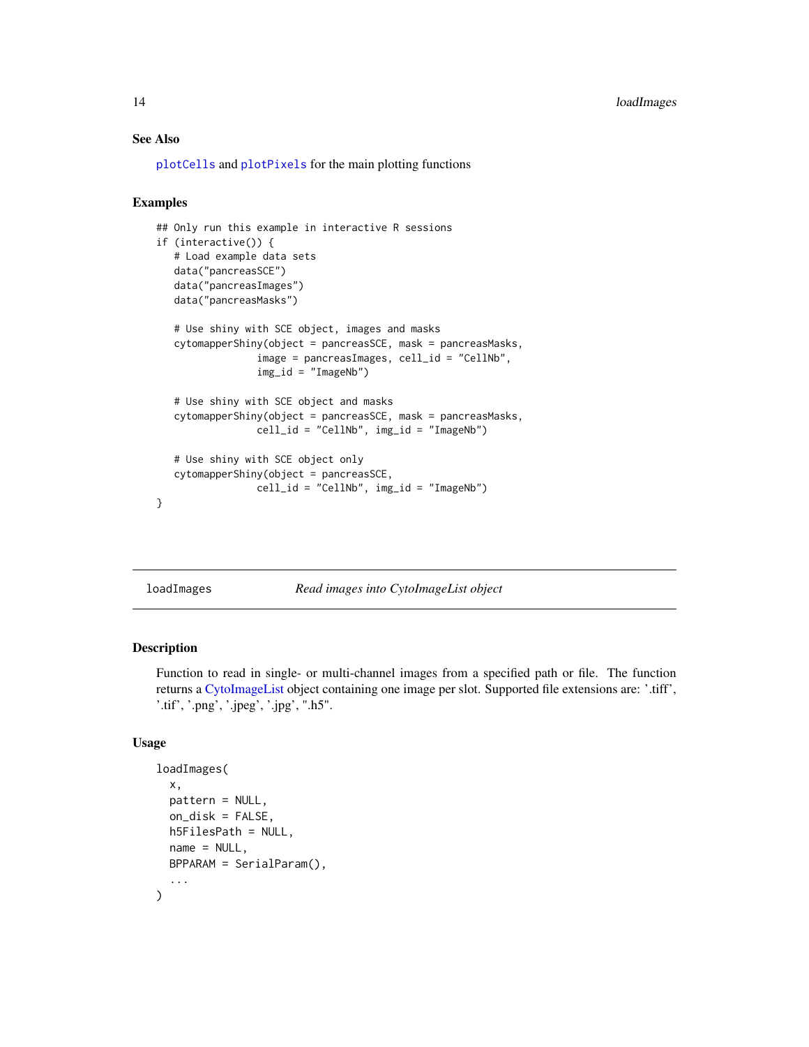## See Also

plotCells and plotPixels for the main plotting functions

## Examples

```
## Only run this example in interactive R sessions
if (interactive()) {
   # Load example data sets
   data("pancreasSCE")
   data("pancreasImages")
   data("pancreasMasks")

   # Use shiny with SCE object, images and masks
   cytomapperShiny(object = pancreasSCE, mask = pancreasMasks,
                  image = pancreasImages, cell_id = "CellNb",
                  img_id = "ImageNb")

   # Use shiny with SCE object and masks
   cytomapperShiny(object = pancreasSCE, mask = pancreasMasks,
                  cell_id = "CellNb", img_id = "ImageNb")

   # Use shiny with SCE object only
   cytomapperShiny(object = pancreasSCE,
                  cell_id = "CellNb", img_id = "ImageNb")
}
```

---

# loadImages — *Read images into CytoImageList object*

---

## Description

Function to read in single- or multi-channel images from a specified path or file. The function returns a CytoImageList object containing one image per slot. Supported file extensions are: '.tiff', '.tif', '.png', '.jpeg', '.jpg', ".h5".

## Usage

```
loadImages(
  x,
  pattern = NULL,
  on_disk = FALSE,
  h5FilesPath = NULL,
  name = NULL,
  BPPARAM = SerialParam(),
  ...
)
```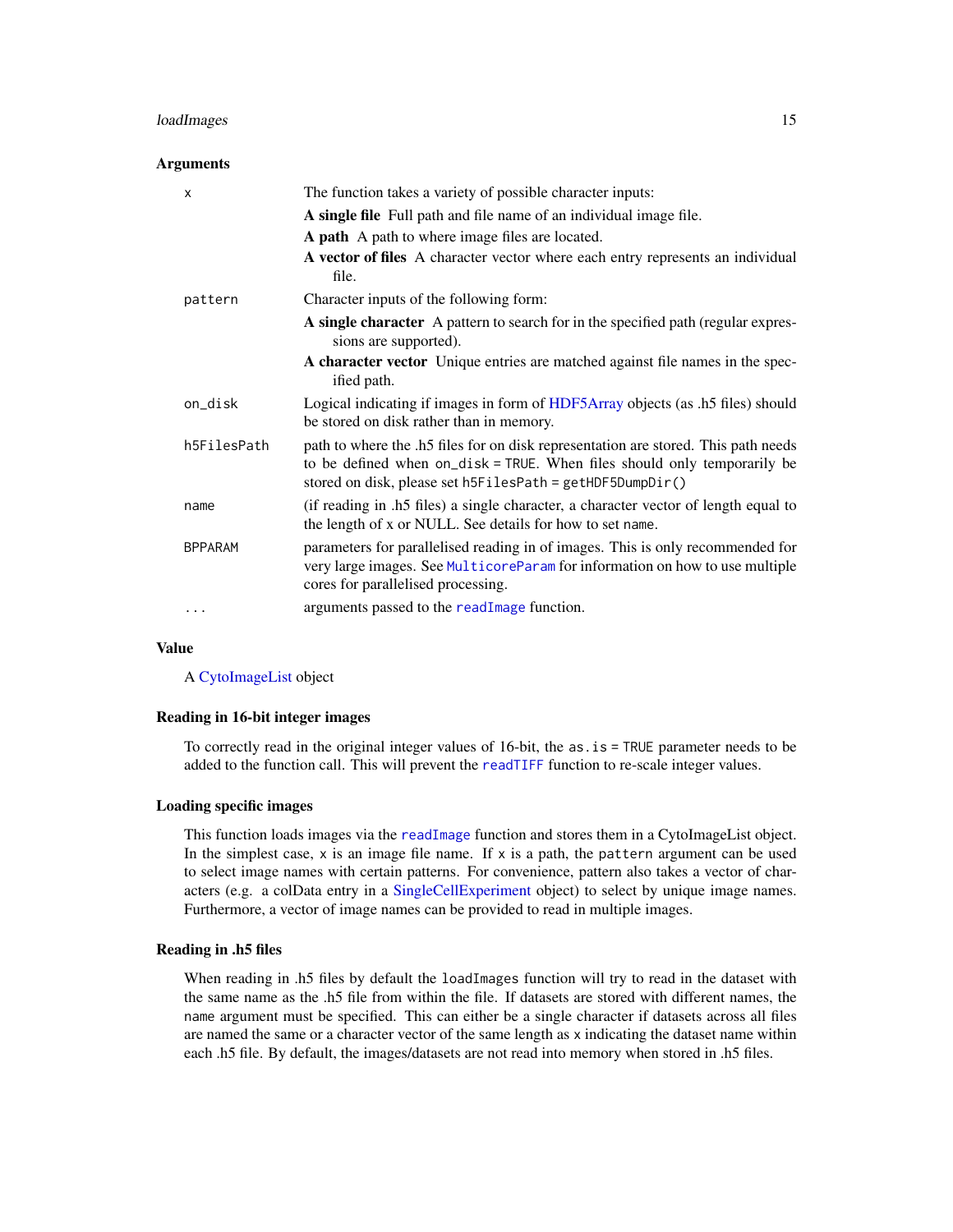### Arguments

- `x` — The function takes a variety of possible character inputs:
  - **A single file** Full path and file name of an individual image file.
  - **A path** A path to where image files are located.
  - **A vector of files** A character vector where each entry represents an individual file.
- `pattern` — Character inputs of the following form:
  - **A single character** A pattern to search for in the specified path (regular expressions are supported).
  - **A character vector** Unique entries are matched against file names in the specified path.
- `on_disk` — Logical indicating if images in form of HDF5Array objects (as .h5 files) should be stored on disk rather than in memory.
- `h5FilesPath` — path to where the .h5 files for on disk representation are stored. This path needs to be defined when `on_disk = TRUE`. When files should only temporarily be stored on disk, please set `h5FilesPath = getHDF5DumpDir()`
- `name` — (if reading in .h5 files) a single character, a character vector of length equal to the length of x or NULL. See details for how to set `name`.
- `BPPARAM` — parameters for parallelised reading in of images. This is only recommended for very large images. See `MulticoreParam` for information on how to use multiple cores for parallelised processing.
- `...` — arguments passed to the `readImage` function.

### Value

A CytoImageList object

### Reading in 16-bit integer images

To correctly read in the original integer values of 16-bit, the `as.is = TRUE` parameter needs to be added to the function call. This will prevent the `readTIFF` function to re-scale integer values.

### Loading specific images

This function loads images via the `readImage` function and stores them in a CytoImageList object. In the simplest case, `x` is an image file name. If `x` is a path, the `pattern` argument can be used to select image names with certain patterns. For convenience, pattern also takes a vector of characters (e.g. a colData entry in a SingleCellExperiment object) to select by unique image names. Furthermore, a vector of image names can be provided to read in multiple images.

### Reading in .h5 files

When reading in .h5 files by default the `loadImages` function will try to read in the dataset with the same name as the .h5 file from within the file. If datasets are stored with different names, the `name` argument must be specified. This can either be a single character if datasets across all files are named the same or a character vector of the same length as `x` indicating the dataset name within each .h5 file. By default, the images/datasets are not read into memory when stored in .h5 files.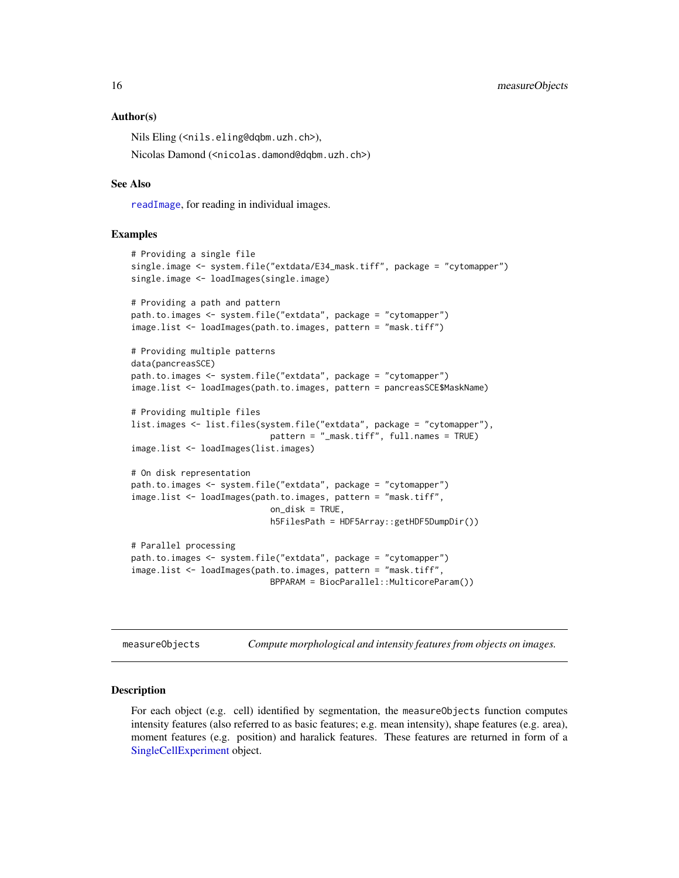### Author(s)

Nils Eling (<nils.eling@dqbm.uzh.ch>),

Nicolas Damond (<nicolas.damond@dqbm.uzh.ch>)

### See Also

readImage, for reading in individual images.

### Examples

```
# Providing a single file
single.image <- system.file("extdata/E34_mask.tiff", package = "cytomapper")
single.image <- loadImages(single.image)

# Providing a path and pattern
path.to.images <- system.file("extdata", package = "cytomapper")
image.list <- loadImages(path.to.images, pattern = "mask.tiff")

# Providing multiple patterns
data(pancreasSCE)
path.to.images <- system.file("extdata", package = "cytomapper")
image.list <- loadImages(path.to.images, pattern = pancreasSCE$MaskName)

# Providing multiple files
list.images <- list.files(system.file("extdata", package = "cytomapper"),
                          pattern = "_mask.tiff", full.names = TRUE)
image.list <- loadImages(list.images)

# On disk representation
path.to.images <- system.file("extdata", package = "cytomapper")
image.list <- loadImages(path.to.images, pattern = "mask.tiff",
                          on_disk = TRUE,
                          h5FilesPath = HDF5Array::getHDF5DumpDir())

# Parallel processing
path.to.images <- system.file("extdata", package = "cytomapper")
image.list <- loadImages(path.to.images, pattern = "mask.tiff",
                          BPPARAM = BiocParallel::MulticoreParam())
```

---

## measureObjects — *Compute morphological and intensity features from objects on images.*

---

### Description

For each object (e.g. cell) identified by segmentation, the `measureObjects` function computes intensity features (also referred to as basic features; e.g. mean intensity), shape features (e.g. area), moment features (e.g. position) and haralick features. These features are returned in form of a SingleCellExperiment object.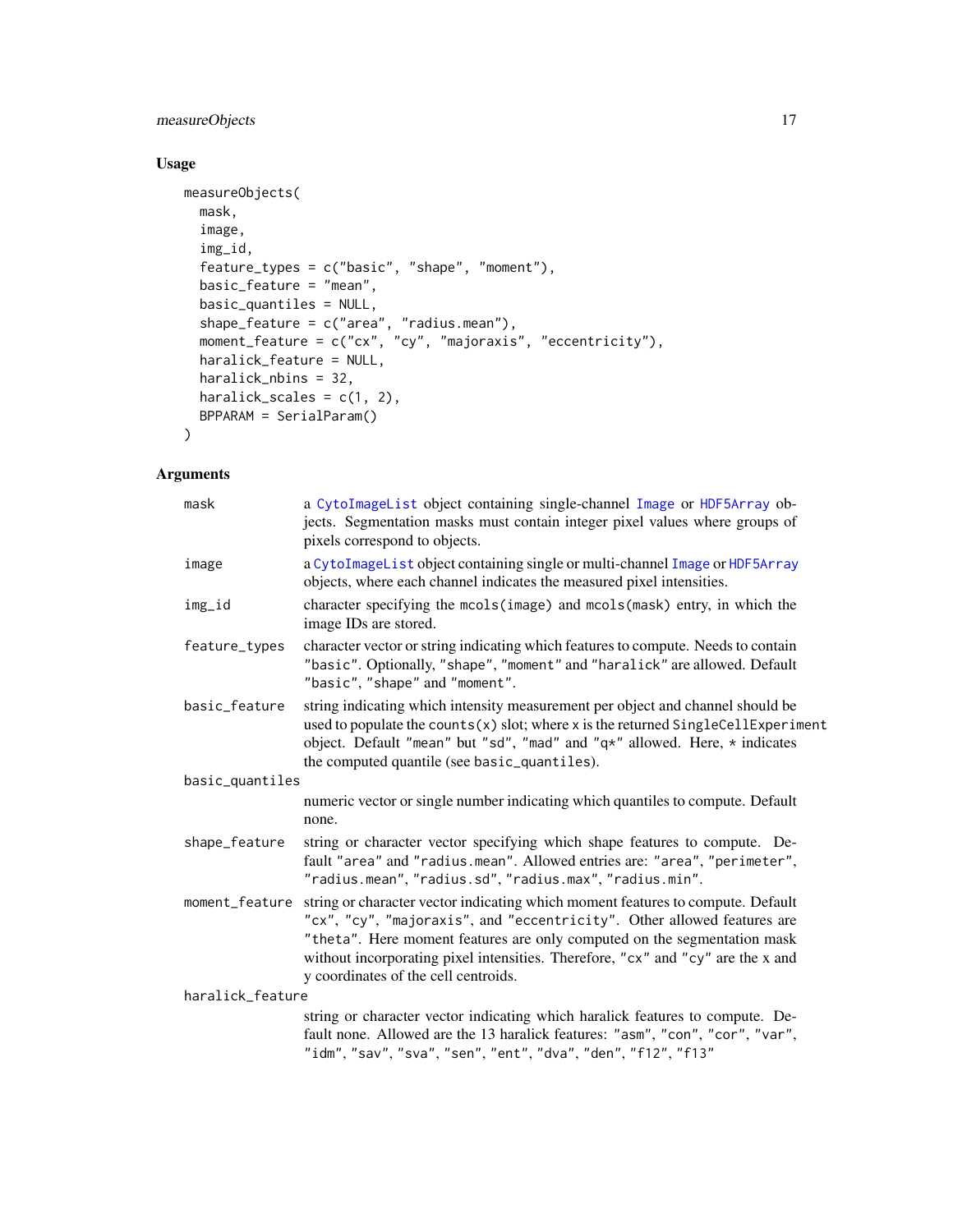### Usage

```
measureObjects(
  mask,
  image,
  img_id,
  feature_types = c("basic", "shape", "moment"),
  basic_feature = "mean",
  basic_quantiles = NULL,
  shape_feature = c("area", "radius.mean"),
  moment_feature = c("cx", "cy", "majoraxis", "eccentricity"),
  haralick_feature = NULL,
  haralick_nbins = 32,
  haralick_scales = c(1, 2),
  BPPARAM = SerialParam()
)
```

### Arguments

**mask** a CytoImageList object containing single-channel Image or HDF5Array objects. Segmentation masks must contain integer pixel values where groups of pixels correspond to objects.

**image** a CytoImageList object containing single or multi-channel Image or HDF5Array objects, where each channel indicates the measured pixel intensities.

**img_id** character specifying the `mcols(image)` and `mcols(mask)` entry, in which the image IDs are stored.

**feature_types** character vector or string indicating which features to compute. Needs to contain "basic". Optionally, "shape", "moment" and "haralick" are allowed. Default "basic", "shape" and "moment".

**basic_feature** string indicating which intensity measurement per object and channel should be used to populate the `counts(x)` slot; where x is the returned `SingleCellExperiment` object. Default "mean" but "sd", "mad" and "q*" allowed. Here, * indicates the computed quantile (see `basic_quantiles`).

**basic_quantiles** numeric vector or single number indicating which quantiles to compute. Default none.

**shape_feature** string or character vector specifying which shape features to compute. Default "area" and "radius.mean". Allowed entries are: "area", "perimeter", "radius.mean", "radius.sd", "radius.max", "radius.min".

**moment_feature** string or character vector indicating which moment features to compute. Default "cx", "cy", "majoraxis", and "eccentricity". Other allowed features are "theta". Here moment features are only computed on the segmentation mask without incorporating pixel intensities. Therefore, "cx" and "cy" are the x and y coordinates of the cell centroids.

**haralick_feature** string or character vector indicating which haralick features to compute. Default none. Allowed are the 13 haralick features: "asm", "con", "cor", "var", "idm", "sav", "sva", "sen", "ent", "dva", "den", "f12", "f13"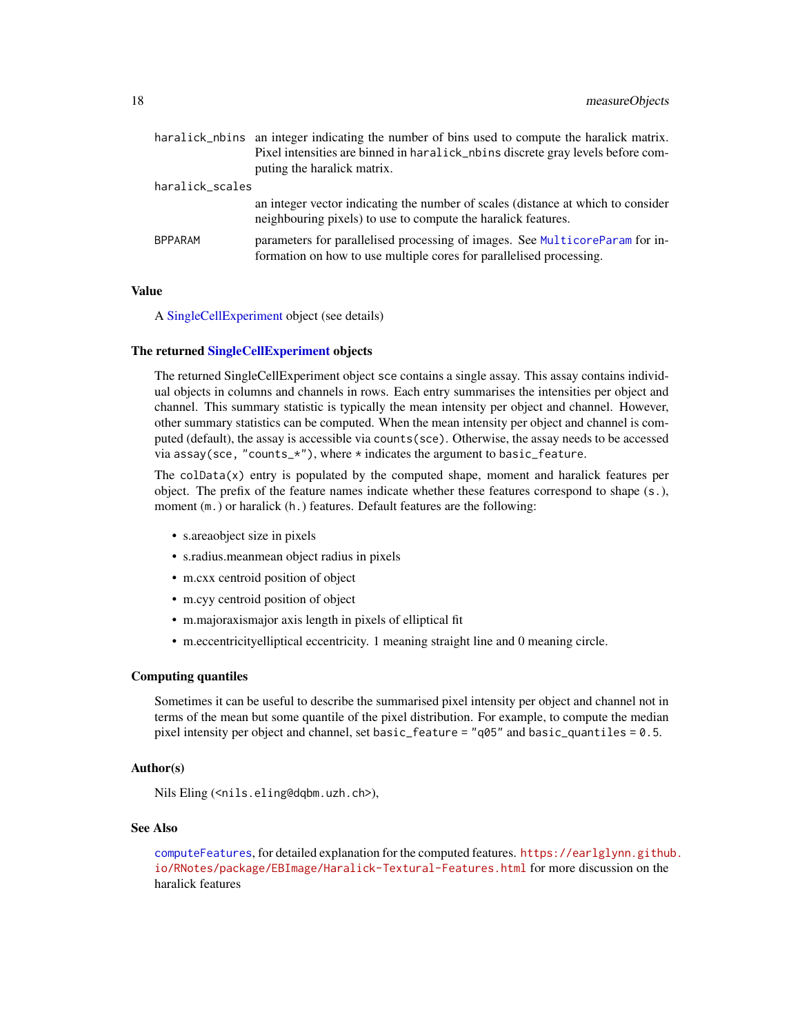| | |
|---|---|
| `haralick_nbins` | an integer indicating the number of bins used to compute the haralick matrix. Pixel intensities are binned in `haralick_nbins` discrete gray levels before computing the haralick matrix. |
| `haralick_scales` | an integer vector indicating the number of scales (distance at which to consider neighbouring pixels) to use to compute the haralick features. |
| `BPPARAM` | parameters for parallelised processing of images. See `MulticoreParam` for information on how to use multiple cores for parallelised processing. |

### Value

A SingleCellExperiment object (see details)

### The returned SingleCellExperiment objects

The returned SingleCellExperiment object `sce` contains a single assay. This assay contains individual objects in columns and channels in rows. Each entry summarises the intensities per object and channel. This summary statistic is typically the mean intensity per object and channel. However, other summary statistics can be computed. When the mean intensity per object and channel is computed (default), the assay is accessible via `counts(sce)`. Otherwise, the assay needs to be accessed via `assay(sce, "counts_*")`, where `*` indicates the argument to `basic_feature`.

The `colData(x)` entry is populated by the computed shape, moment and haralick features per object. The prefix of the feature names indicate whether these features correspond to shape (`s.`), moment (`m.`) or haralick (`h.`) features. Default features are the following:

- s.areaobject size in pixels
- s.radius.meanmean object radius in pixels
- m.cxx centroid position of object
- m.cyy centroid position of object
- m.majoraxismajor axis length in pixels of elliptical fit
- m.eccentricityelliptical eccentricity. 1 meaning straight line and 0 meaning circle.

### Computing quantiles

Sometimes it can be useful to describe the summarised pixel intensity per object and channel not in terms of the mean but some quantile of the pixel distribution. For example, to compute the median pixel intensity per object and channel, set `basic_feature = "q05"` and `basic_quantiles = 0.5`.

### Author(s)

Nils Eling (<nils.eling@dqbm.uzh.ch>),

### See Also

`computeFeatures`, for detailed explanation for the computed features. https://earlglynn.github.io/RNotes/package/EBImage/Haralick-Textural-Features.html for more discussion on the haralick features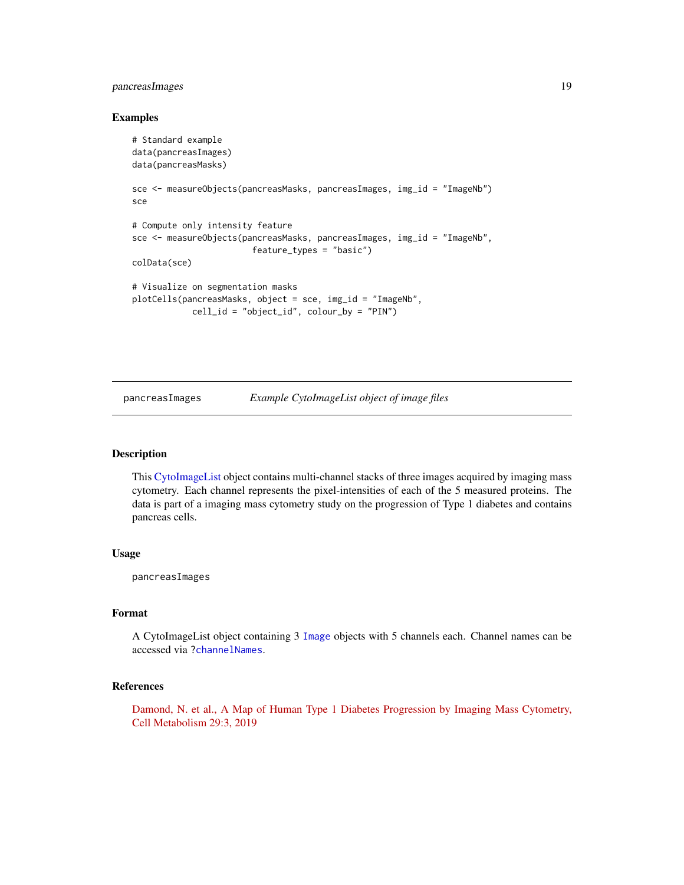### Examples

```
# Standard example
data(pancreasImages)
data(pancreasMasks)

sce <- measureObjects(pancreasMasks, pancreasImages, img_id = "ImageNb")
sce

# Compute only intensity feature
sce <- measureObjects(pancreasMasks, pancreasImages, img_id = "ImageNb",
                      feature_types = "basic")
colData(sce)

# Visualize on segmentation masks
plotCells(pancreasMasks, object = sce, img_id = "ImageNb",
          cell_id = "object_id", colour_by = "PIN")
```

---

## pancreasImages — *Example CytoImageList object of image files*

### Description

This CytoImageList object contains multi-channel stacks of three images acquired by imaging mass cytometry. Each channel represents the pixel-intensities of each of the 5 measured proteins. The data is part of a imaging mass cytometry study on the progression of Type 1 diabetes and contains pancreas cells.

### Usage

```
pancreasImages
```

### Format

A CytoImageList object containing 3 `Image` objects with 5 channels each. Channel names can be accessed via ?`channelNames`.

### References

Damond, N. et al., A Map of Human Type 1 Diabetes Progression by Imaging Mass Cytometry, Cell Metabolism 29:3, 2019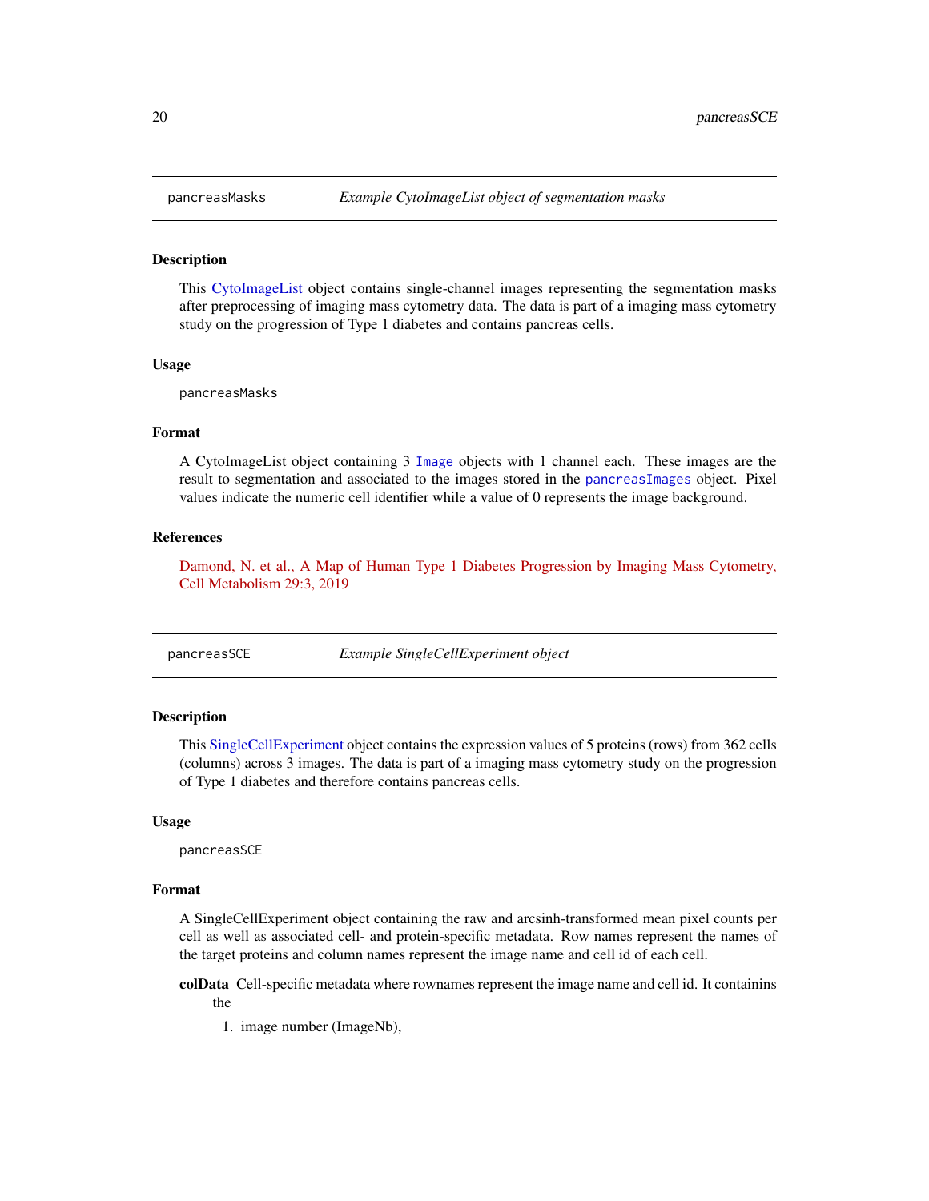## pancreasMasks — *Example CytoImageList object of segmentation masks*

### Description

This CytoImageList object contains single-channel images representing the segmentation masks after preprocessing of imaging mass cytometry data. The data is part of a imaging mass cytometry study on the progression of Type 1 diabetes and contains pancreas cells.

### Usage

```
pancreasMasks
```

### Format

A CytoImageList object containing 3 `Image` objects with 1 channel each. These images are the result to segmentation and associated to the images stored in the `pancreasImages` object. Pixel values indicate the numeric cell identifier while a value of 0 represents the image background.

### References

Damond, N. et al., A Map of Human Type 1 Diabetes Progression by Imaging Mass Cytometry, Cell Metabolism 29:3, 2019

## pancreasSCE — *Example SingleCellExperiment object*

### Description

This SingleCellExperiment object contains the expression values of 5 proteins (rows) from 362 cells (columns) across 3 images. The data is part of a imaging mass cytometry study on the progression of Type 1 diabetes and therefore contains pancreas cells.

### Usage

```
pancreasSCE
```

### Format

A SingleCellExperiment object containing the raw and arcsinh-transformed mean pixel counts per cell as well as associated cell- and protein-specific metadata. Row names represent the names of the target proteins and column names represent the image name and cell id of each cell.

**colData** Cell-specific metadata where rownames represent the image name and cell id. It containins the

1. image number (ImageNb),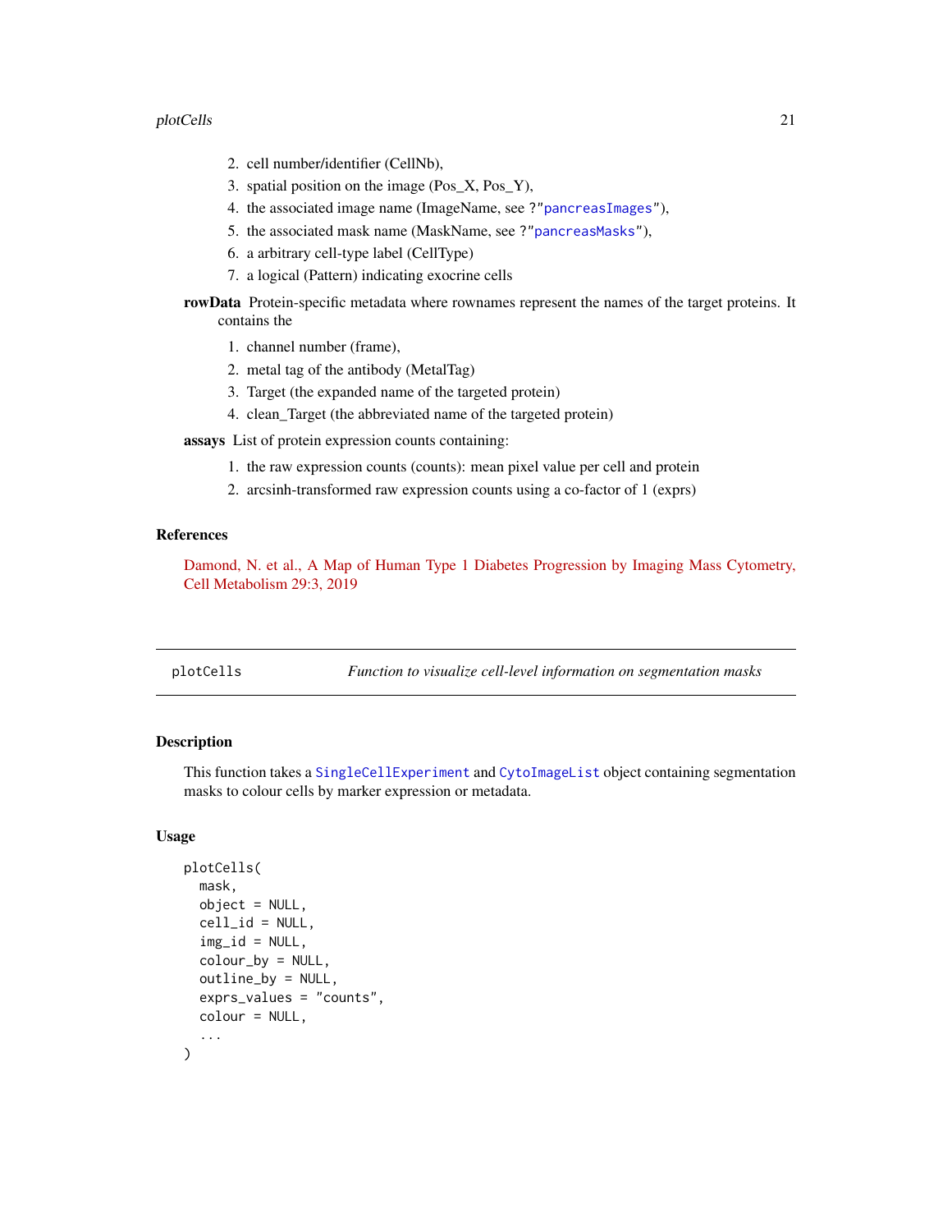2. cell number/identifier (CellNb),
3. spatial position on the image (Pos_X, Pos_Y),
4. the associated image name (ImageName, see ?"pancreasImages"),
5. the associated mask name (MaskName, see ?"pancreasMasks"),
6. a arbitrary cell-type label (CellType)
7. a logical (Pattern) indicating exocrine cells

**rowData** Protein-specific metadata where rownames represent the names of the target proteins. It contains the

1. channel number (frame),
2. metal tag of the antibody (MetalTag)
3. Target (the expanded name of the targeted protein)
4. clean_Target (the abbreviated name of the targeted protein)

**assays** List of protein expression counts containing:

1. the raw expression counts (counts): mean pixel value per cell and protein
2. arcsinh-transformed raw expression counts using a co-factor of 1 (exprs)

### References

Damond, N. et al., A Map of Human Type 1 Diabetes Progression by Imaging Mass Cytometry, Cell Metabolism 29:3, 2019

---

## plotCells — *Function to visualize cell-level information on segmentation masks*

### Description

This function takes a SingleCellExperiment and CytoImageList object containing segmentation masks to colour cells by marker expression or metadata.

### Usage

```
plotCells(
  mask,
  object = NULL,
  cell_id = NULL,
  img_id = NULL,
  colour_by = NULL,
  outline_by = NULL,
  exprs_values = "counts",
  colour = NULL,
  ...
)
```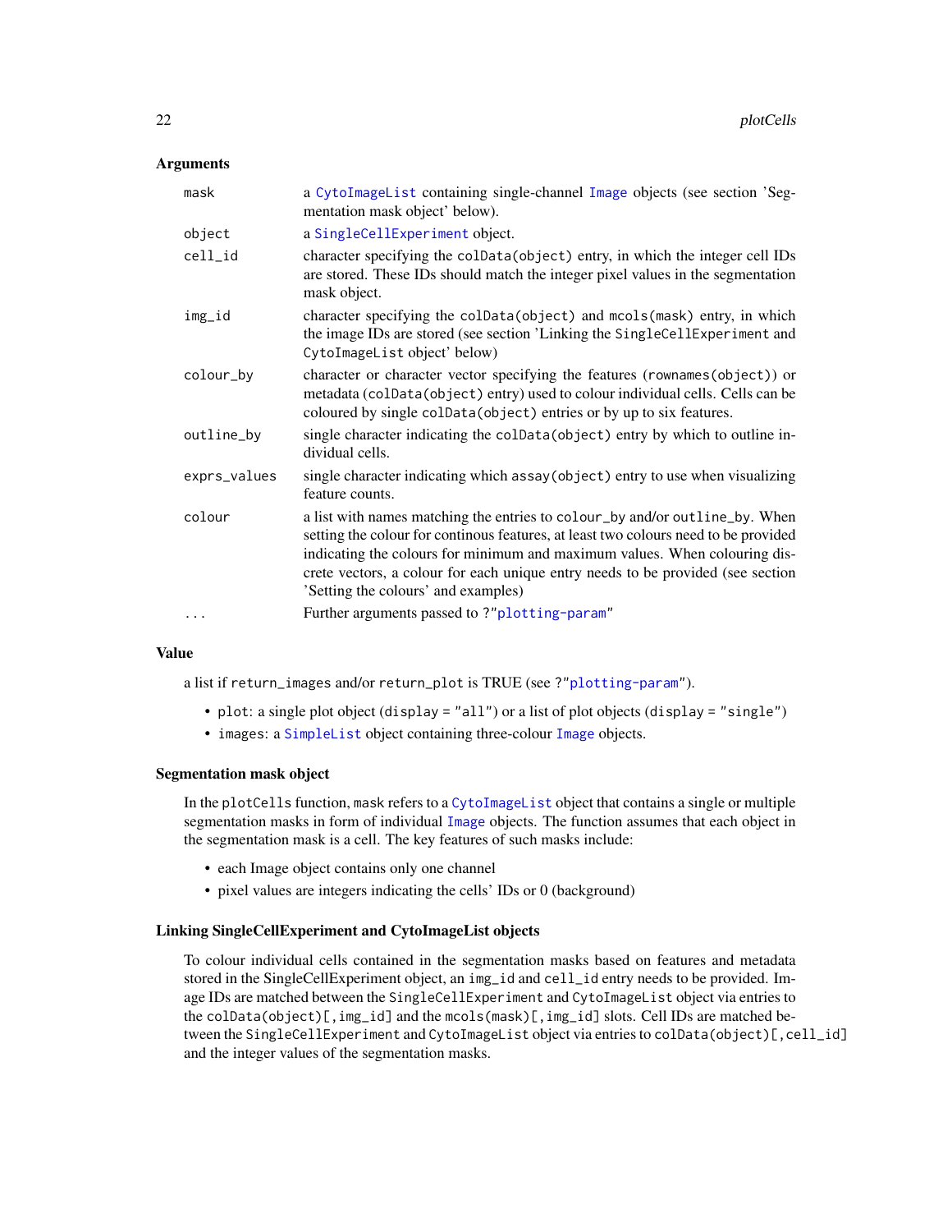## Arguments

| | |
|---|---|
| mask | a CytoImageList containing single-channel Image objects (see section 'Segmentation mask object' below). |
| object | a SingleCellExperiment object. |
| cell_id | character specifying the `colData(object)` entry, in which the integer cell IDs are stored. These IDs should match the integer pixel values in the segmentation mask object. |
| img_id | character specifying the `colData(object)` and `mcols(mask)` entry, in which the image IDs are stored (see section 'Linking the `SingleCellExperiment` and `CytoImageList` object' below) |
| colour_by | character or character vector specifying the features (`rownames(object)`) or metadata (`colData(object)` entry) used to colour individual cells. Cells can be coloured by single `colData(object)` entries or by up to six features. |
| outline_by | single character indicating the `colData(object)` entry by which to outline individual cells. |
| exprs_values | single character indicating which `assay(object)` entry to use when visualizing feature counts. |
| colour | a list with names matching the entries to `colour_by` and/or `outline_by`. When setting the colour for continous features, at least two colours need to be provided indicating the colours for minimum and maximum values. When colouring discrete vectors, a colour for each unique entry needs to be provided (see section 'Setting the colours' and examples) |
| ... | Further arguments passed to `?"plotting-param"` |

## Value

a list if `return_images` and/or `return_plot` is TRUE (see `?"plotting-param"`).

- `plot`: a single plot object (`display = "all"`) or a list of plot objects (`display = "single"`)
- `images`: a SimpleList object containing three-colour Image objects.

## Segmentation mask object

In the `plotCells` function, `mask` refers to a CytoImageList object that contains a single or multiple segmentation masks in form of individual Image objects. The function assumes that each object in the segmentation mask is a cell. The key features of such masks include:

- each Image object contains only one channel
- pixel values are integers indicating the cells' IDs or 0 (background)

## Linking SingleCellExperiment and CytoImageList objects

To colour individual cells contained in the segmentation masks based on features and metadata stored in the SingleCellExperiment object, an `img_id` and `cell_id` entry needs to be provided. Image IDs are matched between the `SingleCellExperiment` and `CytoImageList` object via entries to the `colData(object)[,img_id]` and the `mcols(mask)[,img_id]` slots. Cell IDs are matched between the `SingleCellExperiment` and `CytoImageList` object via entries to `colData(object)[,cell_id]` and the integer values of the segmentation masks.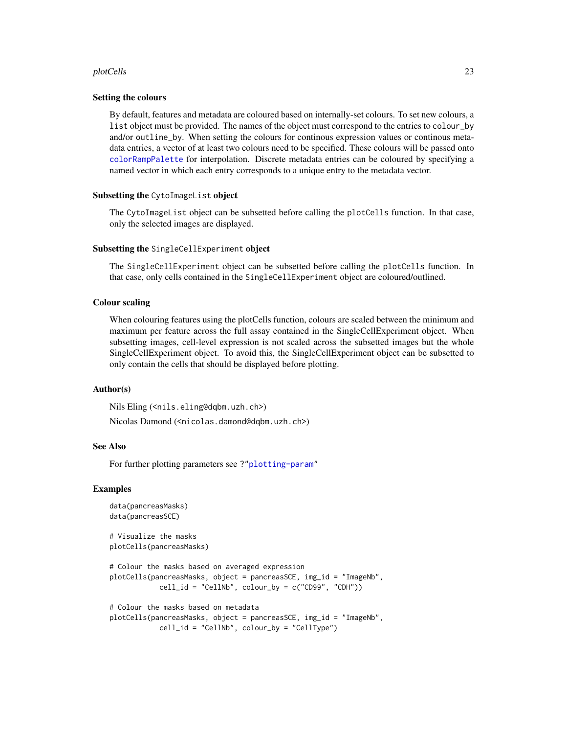### Setting the colours

By default, features and metadata are coloured based on internally-set colours. To set new colours, a `list` object must be provided. The names of the object must correspond to the entries to `colour_by` and/or `outline_by`. When setting the colours for continous expression values or continous metadata entries, a vector of at least two colours need to be specified. These colours will be passed onto `colorRampPalette` for interpolation. Discrete metadata entries can be coloured by specifying a named vector in which each entry corresponds to a unique entry to the metadata vector.

### Subsetting the `CytoImageList` object

The `CytoImageList` object can be subsetted before calling the `plotCells` function. In that case, only the selected images are displayed.

### Subsetting the `SingleCellExperiment` object

The `SingleCellExperiment` object can be subsetted before calling the `plotCells` function. In that case, only cells contained in the `SingleCellExperiment` object are coloured/outlined.

### Colour scaling

When colouring features using the plotCells function, colours are scaled between the minimum and maximum per feature across the full assay contained in the SingleCellExperiment object. When subsetting images, cell-level expression is not scaled across the subsetted images but the whole SingleCellExperiment object. To avoid this, the SingleCellExperiment object can be subsetted to only contain the cells that should be displayed before plotting.

## Author(s)

Nils Eling (<nils.eling@dqbm.uzh.ch>)

Nicolas Damond (<nicolas.damond@dqbm.uzh.ch>)

## See Also

For further plotting parameters see ?"`plotting-param`"

## Examples

```
data(pancreasMasks)
data(pancreasSCE)

# Visualize the masks
plotCells(pancreasMasks)

# Colour the masks based on averaged expression
plotCells(pancreasMasks, object = pancreasSCE, img_id = "ImageNb",
            cell_id = "CellNb", colour_by = c("CD99", "CDH"))

# Colour the masks based on metadata
plotCells(pancreasMasks, object = pancreasSCE, img_id = "ImageNb",
            cell_id = "CellNb", colour_by = "CellType")
```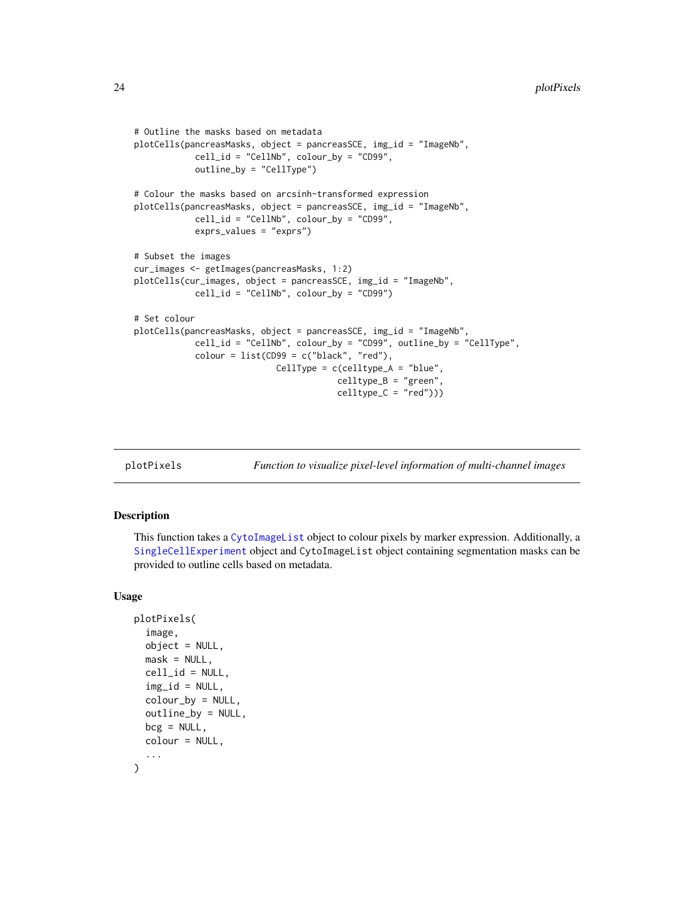```
# Outline the masks based on metadata
plotCells(pancreasMasks, object = pancreasSCE, img_id = "ImageNb",
            cell_id = "CellNb", colour_by = "CD99",
            outline_by = "CellType")

# Colour the masks based on arcsinh-transformed expression
plotCells(pancreasMasks, object = pancreasSCE, img_id = "ImageNb",
            cell_id = "CellNb", colour_by = "CD99",
            exprs_values = "exprs")

# Subset the images
cur_images <- getImages(pancreasMasks, 1:2)
plotCells(cur_images, object = pancreasSCE, img_id = "ImageNb",
            cell_id = "CellNb", colour_by = "CD99")

# Set colour
plotCells(pancreasMasks, object = pancreasSCE, img_id = "ImageNb",
            cell_id = "CellNb", colour_by = "CD99", outline_by = "CellType",
            colour = list(CD99 = c("black", "red"),
                          CellType = c(celltype_A = "blue",
                                       celltype_B = "green",
                                       celltype_C = "red")))
```

## plotPixels — *Function to visualize pixel-level information of multi-channel images*

### Description

This function takes a CytoImageList object to colour pixels by marker expression. Additionally, a SingleCellExperiment object and CytoImageList object containing segmentation masks can be provided to outline cells based on metadata.

### Usage

```
plotPixels(
  image,
  object = NULL,
  mask = NULL,
  cell_id = NULL,
  img_id = NULL,
  colour_by = NULL,
  outline_by = NULL,
  bcg = NULL,
  colour = NULL,
  ...
)
```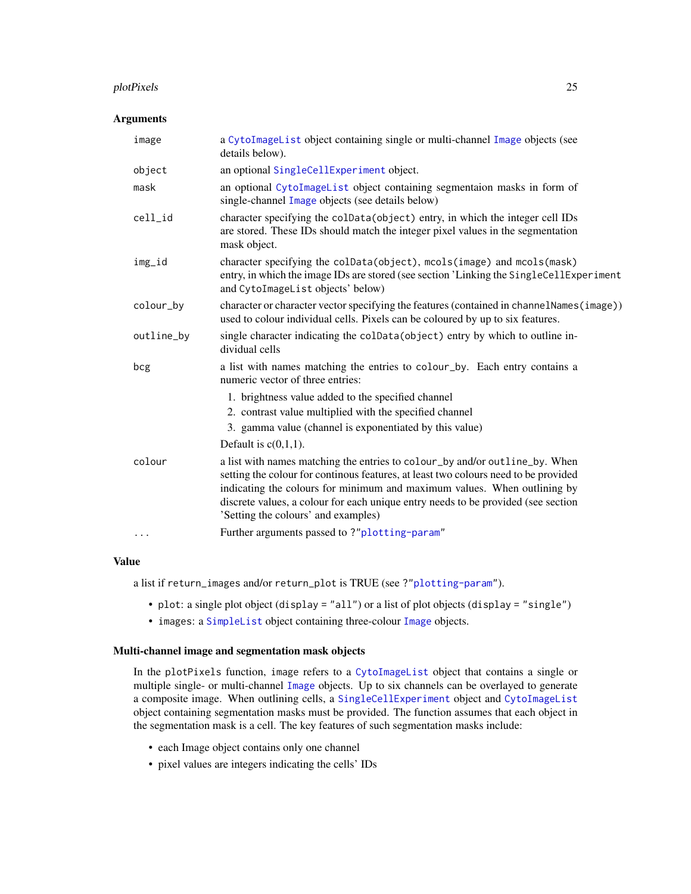### Arguments

| | |
|---|---|
| `image` | a `CytoImageList` object containing single or multi-channel `Image` objects (see details below). |
| `object` | an optional `SingleCellExperiment` object. |
| `mask` | an optional `CytoImageList` object containing segmentaion masks in form of single-channel `Image` objects (see details below) |
| `cell_id` | character specifying the `colData(object)` entry, in which the integer cell IDs are stored. These IDs should match the integer pixel values in the segmentation mask object. |
| `img_id` | character specifying the `colData(object)`, `mcols(image)` and `mcols(mask)` entry, in which the image IDs are stored (see section 'Linking the `SingleCellExperiment` and `CytoImageList` objects' below) |
| `colour_by` | character or character vector specifying the features (contained in `channelNames(image)`) used to colour individual cells. Pixels can be coloured by up to six features. |
| `outline_by` | single character indicating the `colData(object)` entry by which to outline individual cells |
| `bcg` | a list with names matching the entries to `colour_by`. Each entry contains a numeric vector of three entries: 1. brightness value added to the specified channel 2. contrast value multiplied with the specified channel 3. gamma value (channel is exponentiated by this value) Default is c(0,1,1). |
| `colour` | a list with names matching the entries to `colour_by` and/or `outline_by`. When setting the colour for continous features, at least two colours need to be provided indicating the colours for minimum and maximum values. When outlining by discrete values, a colour for each unique entry needs to be provided (see section 'Setting the colours' and examples) |
| `...` | Further arguments passed to `?"plotting-param"` |

### Value

a list if `return_images` and/or `return_plot` is TRUE (see `?"plotting-param"`).

- `plot`: a single plot object (`display = "all"`) or a list of plot objects (`display = "single"`)
- `images`: a `SimpleList` object containing three-colour `Image` objects.

### Multi-channel image and segmentation mask objects

In the `plotPixels` function, `image` refers to a `CytoImageList` object that contains a single or multiple single- or multi-channel `Image` objects. Up to six channels can be overlayed to generate a composite image. When outlining cells, a `SingleCellExperiment` object and `CytoImageList` object containing segmentation masks must be provided. The function assumes that each object in the segmentation mask is a cell. The key features of such segmentation masks include:

- each Image object contains only one channel
- pixel values are integers indicating the cells' IDs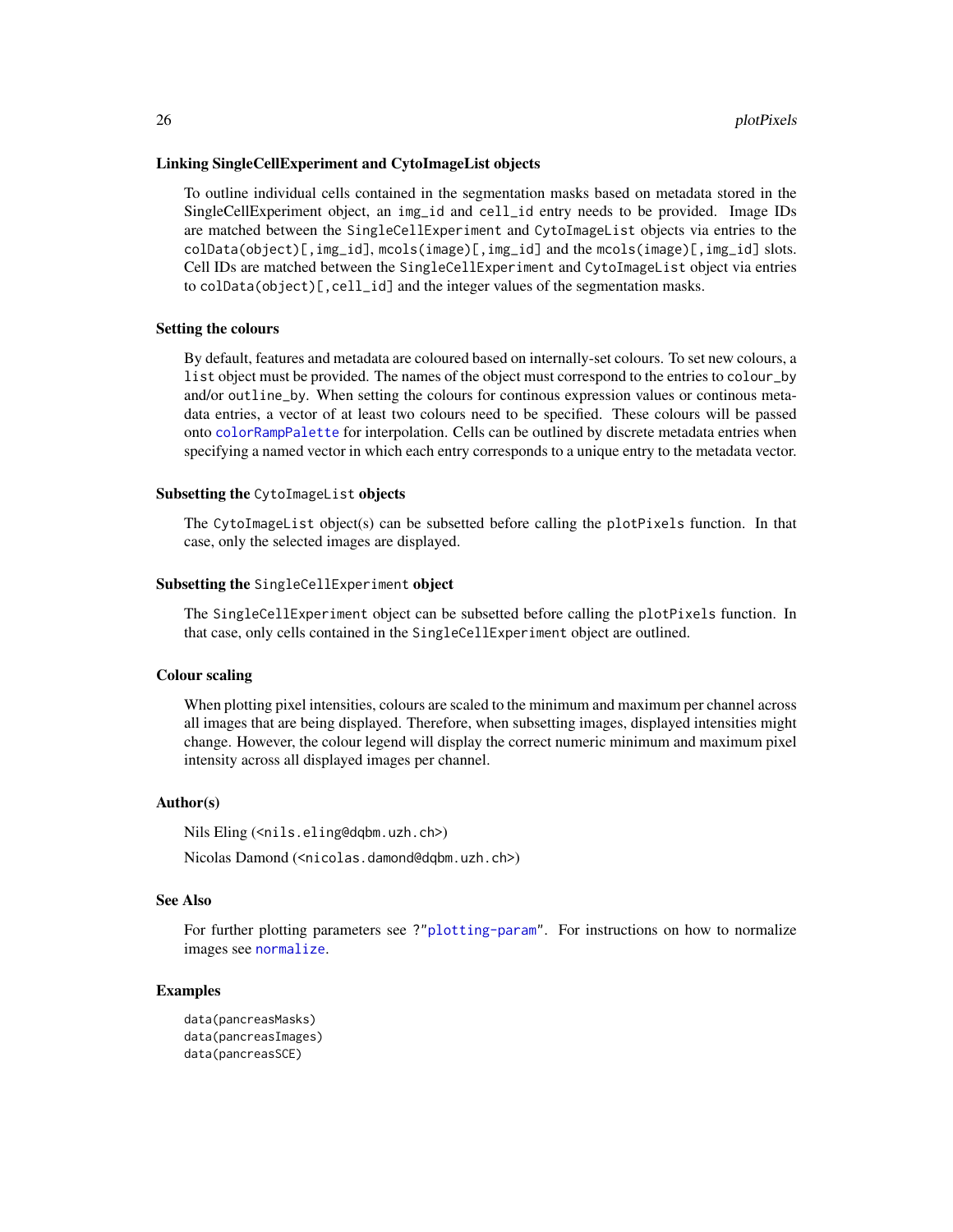### Linking SingleCellExperiment and CytoImageList objects

To outline individual cells contained in the segmentation masks based on metadata stored in the SingleCellExperiment object, an `img_id` and `cell_id` entry needs to be provided. Image IDs are matched between the `SingleCellExperiment` and `CytoImageList` objects via entries to the `colData(object)[,img_id]`, `mcols(image)[,img_id]` and the `mcols(image)[,img_id]` slots. Cell IDs are matched between the `SingleCellExperiment` and `CytoImageList` object via entries to `colData(object)[,cell_id]` and the integer values of the segmentation masks.

### Setting the colours

By default, features and metadata are coloured based on internally-set colours. To set new colours, a `list` object must be provided. The names of the object must correspond to the entries to `colour_by` and/or `outline_by`. When setting the colours for continous expression values or continous metadata entries, a vector of at least two colours need to be specified. These colours will be passed onto `colorRampPalette` for interpolation. Cells can be outlined by discrete metadata entries when specifying a named vector in which each entry corresponds to a unique entry to the metadata vector.

### Subsetting the `CytoImageList` objects

The `CytoImageList` object(s) can be subsetted before calling the `plotPixels` function. In that case, only the selected images are displayed.

### Subsetting the `SingleCellExperiment` object

The `SingleCellExperiment` object can be subsetted before calling the `plotPixels` function. In that case, only cells contained in the `SingleCellExperiment` object are outlined.

### Colour scaling

When plotting pixel intensities, colours are scaled to the minimum and maximum per channel across all images that are being displayed. Therefore, when subsetting images, displayed intensities might change. However, the colour legend will display the correct numeric minimum and maximum pixel intensity across all displayed images per channel.

### Author(s)

Nils Eling (<nils.eling@dqbm.uzh.ch>)

Nicolas Damond (<nicolas.damond@dqbm.uzh.ch>)

### See Also

For further plotting parameters see ?"`plotting-param`". For instructions on how to normalize images see `normalize`.

### Examples

```
data(pancreasMasks)
data(pancreasImages)
data(pancreasSCE)
```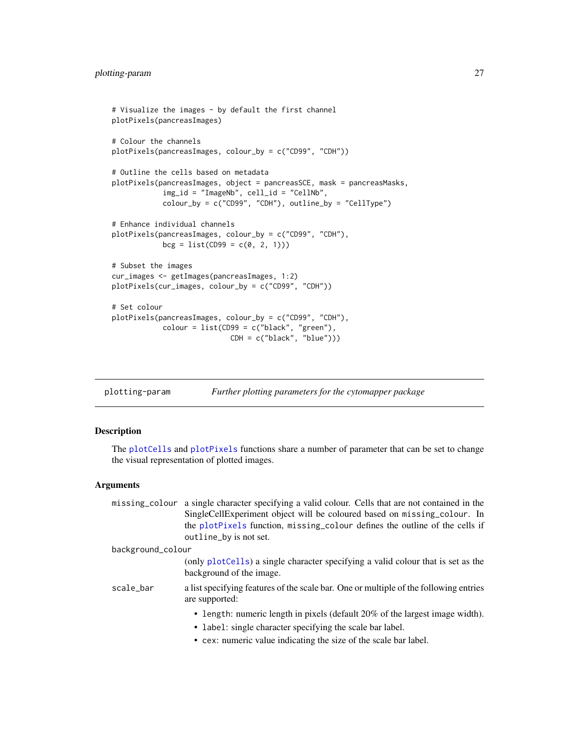```
# Visualize the images - by default the first channel
plotPixels(pancreasImages)

# Colour the channels
plotPixels(pancreasImages, colour_by = c("CD99", "CDH"))

# Outline the cells based on metadata
plotPixels(pancreasImages, object = pancreasSCE, mask = pancreasMasks,
           img_id = "ImageNb", cell_id = "CellNb",
           colour_by = c("CD99", "CDH"), outline_by = "CellType")

# Enhance individual channels
plotPixels(pancreasImages, colour_by = c("CD99", "CDH"),
           bcg = list(CD99 = c(0, 2, 1)))

# Subset the images
cur_images <- getImages(pancreasImages, 1:2)
plotPixels(cur_images, colour_by = c("CD99", "CDH"))

# Set colour
plotPixels(pancreasImages, colour_by = c("CD99", "CDH"),
           colour = list(CD99 = c("black", "green"),
                         CDH = c("black", "blue")))
```

---

## plotting-param — *Further plotting parameters for the cytomapper package*

---

### Description

The `plotCells` and `plotPixels` functions share a number of parameter that can be set to change the visual representation of plotted images.

### Arguments

`missing_colour` a single character specifying a valid colour. Cells that are not contained in the SingleCellExperiment object will be coloured based on `missing_colour`. In the `plotPixels` function, `missing_colour` defines the outline of the cells if `outline_by` is not set.

`background_colour` (only `plotCells`) a single character specifying a valid colour that is set as the background of the image.

`scale_bar` a list specifying features of the scale bar. One or multiple of the following entries are supported:

- `length`: numeric length in pixels (default 20% of the largest image width).
- `label`: single character specifying the scale bar label.
- `cex`: numeric value indicating the size of the scale bar label.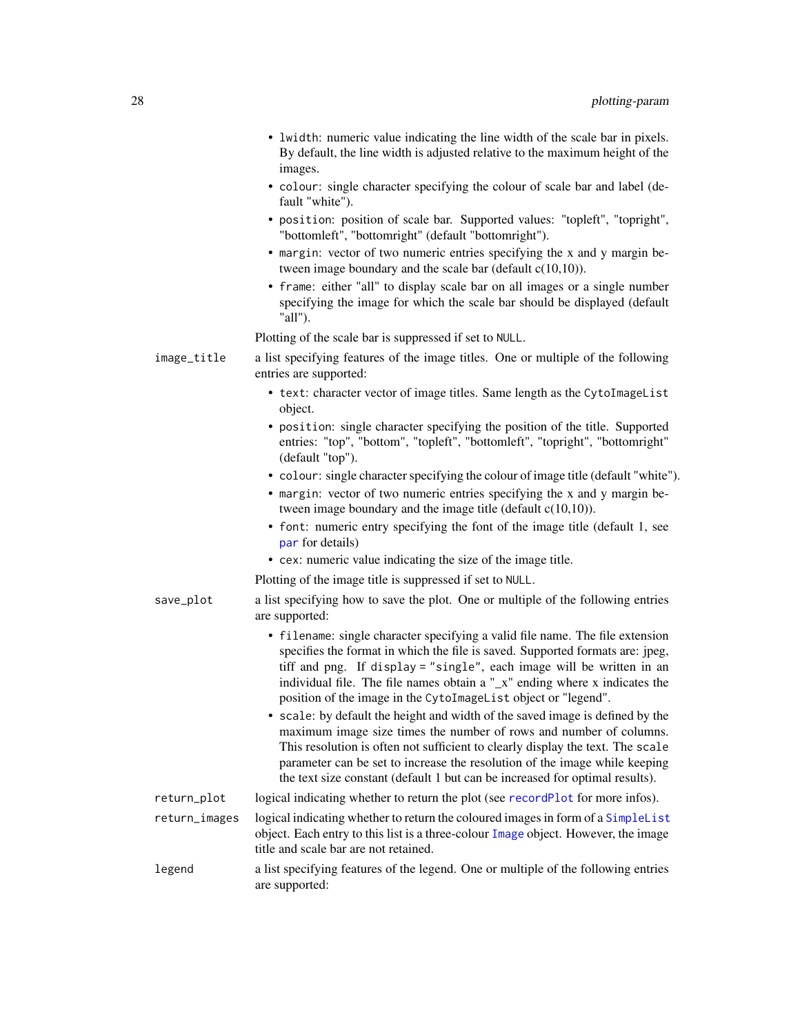- `lwidth`: numeric value indicating the line width of the scale bar in pixels. By default, the line width is adjusted relative to the maximum height of the images.
- `colour`: single character specifying the colour of scale bar and label (default "white").
- `position`: position of scale bar. Supported values: "topleft", "topright", "bottomleft", "bottomright" (default "bottomright").
- `margin`: vector of two numeric entries specifying the x and y margin between image boundary and the scale bar (default c(10,10)).
- `frame`: either "all" to display scale bar on all images or a single number specifying the image for which the scale bar should be displayed (default "all").

Plotting of the scale bar is suppressed if set to `NULL`.

`image_title`
: a list specifying features of the image titles. One or multiple of the following entries are supported:

- `text`: character vector of image titles. Same length as the `CytoImageList` object.
- `position`: single character specifying the position of the title. Supported entries: "top", "bottom", "topleft", "bottomleft", "topright", "bottomright" (default "top").
- `colour`: single character specifying the colour of image title (default "white").
- `margin`: vector of two numeric entries specifying the x and y margin between image boundary and the image title (default c(10,10)).
- `font`: numeric entry specifying the font of the image title (default 1, see `par` for details)
- `cex`: numeric value indicating the size of the image title.

Plotting of the image title is suppressed if set to `NULL`.

`save_plot`
: a list specifying how to save the plot. One or multiple of the following entries are supported:

- `filename`: single character specifying a valid file name. The file extension specifies the format in which the file is saved. Supported formats are: jpeg, tiff and png. If `display = "single"`, each image will be written in an individual file. The file names obtain a "_x" ending where x indicates the position of the image in the `CytoImageList` object or "legend".
- `scale`: by default the height and width of the saved image is defined by the maximum image size times the number of rows and number of columns. This resolution is often not sufficient to clearly display the text. The `scale` parameter can be set to increase the resolution of the image while keeping the text size constant (default 1 but can be increased for optimal results).

`return_plot`
: logical indicating whether to return the plot (see `recordPlot` for more infos).

`return_images`
: logical indicating whether to return the coloured images in form of a `SimpleList` object. Each entry to this list is a three-colour `Image` object. However, the image title and scale bar are not retained.

`legend`
: a list specifying features of the legend. One or multiple of the following entries are supported: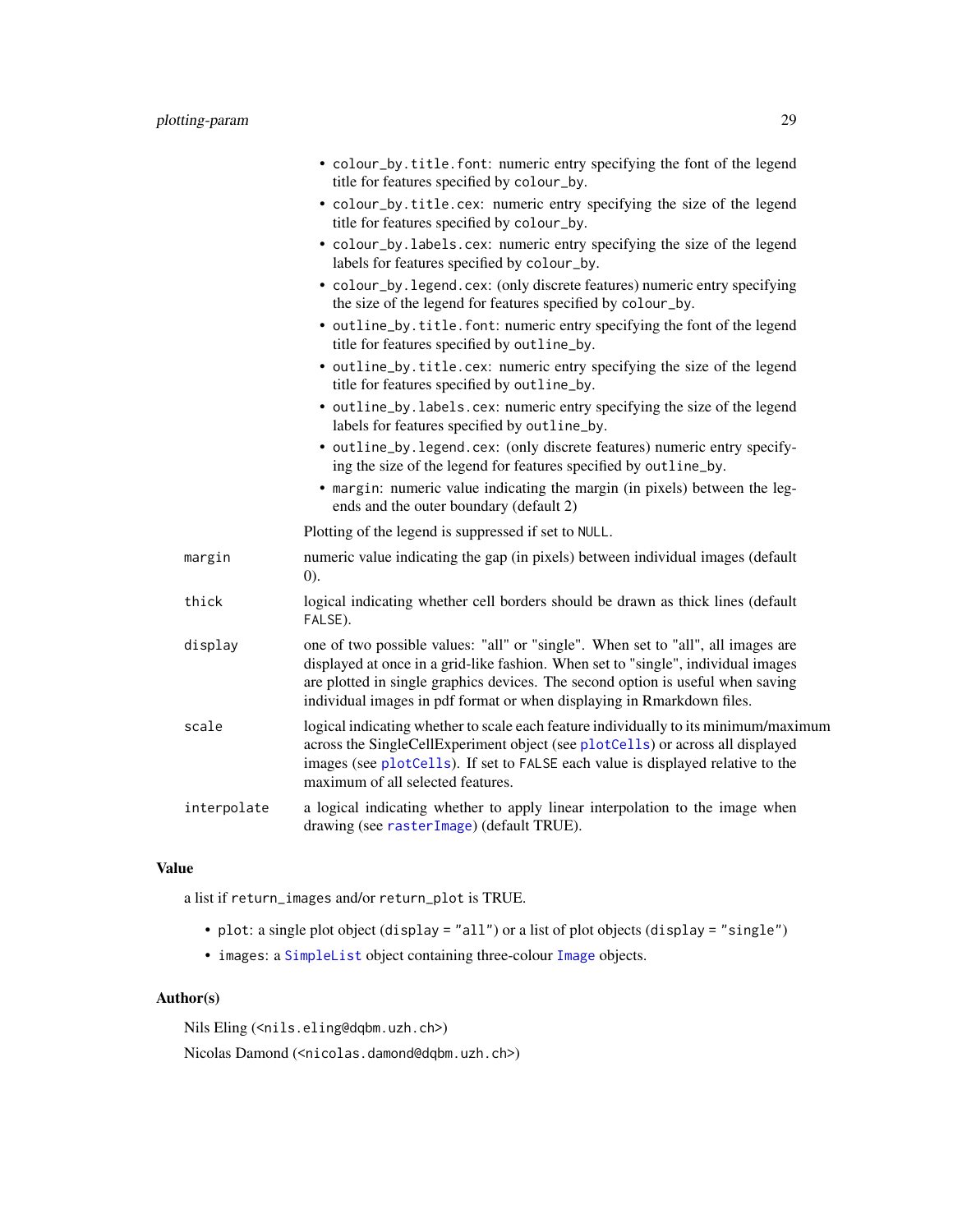- `colour_by.title.font`: numeric entry specifying the font of the legend title for features specified by `colour_by`.
- `colour_by.title.cex`: numeric entry specifying the size of the legend title for features specified by `colour_by`.
- `colour_by.labels.cex`: numeric entry specifying the size of the legend labels for features specified by `colour_by`.
- `colour_by.legend.cex`: (only discrete features) numeric entry specifying the size of the legend for features specified by `colour_by`.
- `outline_by.title.font`: numeric entry specifying the font of the legend title for features specified by `outline_by`.
- `outline_by.title.cex`: numeric entry specifying the size of the legend title for features specified by `outline_by`.
- `outline_by.labels.cex`: numeric entry specifying the size of the legend labels for features specified by `outline_by`.
- `outline_by.legend.cex`: (only discrete features) numeric entry specifying the size of the legend for features specified by `outline_by`.
- `margin`: numeric value indicating the margin (in pixels) between the legends and the outer boundary (default 2)

Plotting of the legend is suppressed if set to `NULL`.

`margin` numeric value indicating the gap (in pixels) between individual images (default 0).

`thick` logical indicating whether cell borders should be drawn as thick lines (default `FALSE`).

`display` one of two possible values: "all" or "single". When set to "all", all images are displayed at once in a grid-like fashion. When set to "single", individual images are plotted in single graphics devices. The second option is useful when saving individual images in pdf format or when displaying in Rmarkdown files.

`scale` logical indicating whether to scale each feature individually to its minimum/maximum across the SingleCellExperiment object (see `plotCells`) or across all displayed images (see `plotCells`). If set to `FALSE` each value is displayed relative to the maximum of all selected features.

`interpolate` a logical indicating whether to apply linear interpolation to the image when drawing (see `rasterImage`) (default TRUE).

## Value

a list if `return_images` and/or `return_plot` is TRUE.

- `plot`: a single plot object (`display = "all"`) or a list of plot objects (`display = "single"`)
- `images`: a `SimpleList` object containing three-colour `Image` objects.

## Author(s)

Nils Eling (<`nils.eling@dqbm.uzh.ch`>)

Nicolas Damond (<`nicolas.damond@dqbm.uzh.ch`>)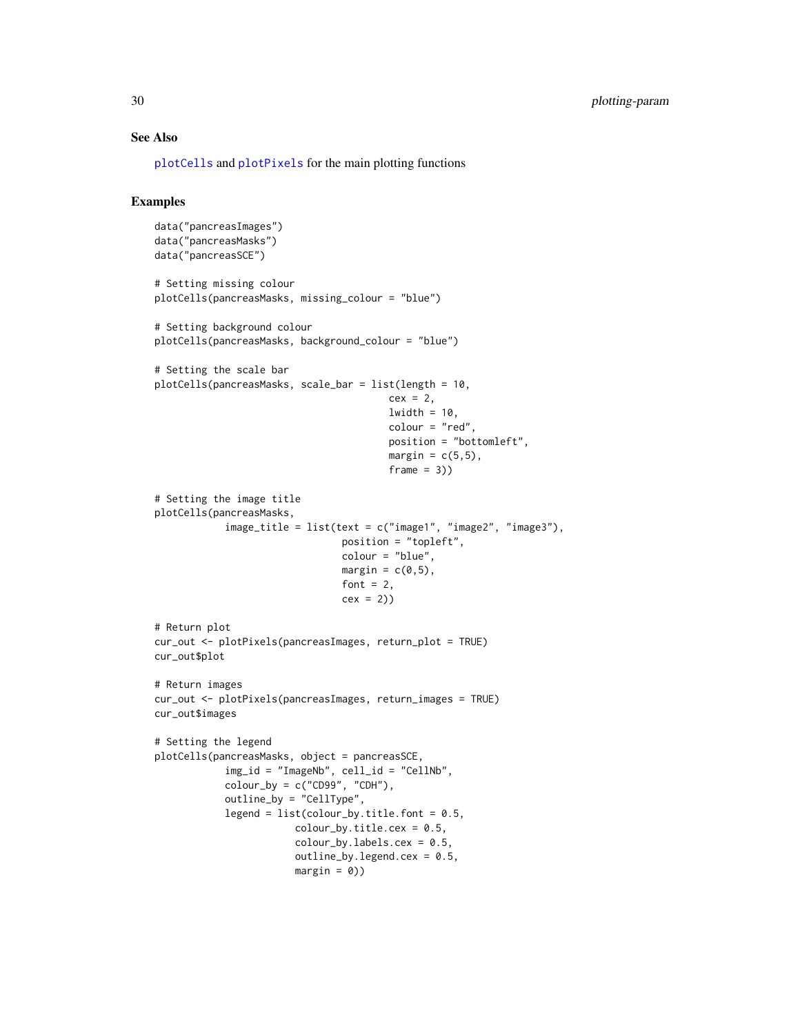## See Also

plotCells and plotPixels for the main plotting functions

## Examples

```
data("pancreasImages")
data("pancreasMasks")
data("pancreasSCE")

# Setting missing colour
plotCells(pancreasMasks, missing_colour = "blue")

# Setting background colour
plotCells(pancreasMasks, background_colour = "blue")

# Setting the scale bar
plotCells(pancreasMasks, scale_bar = list(length = 10,
                                         cex = 2,
                                         lwidth = 10,
                                         colour = "red",
                                         position = "bottomleft",
                                         margin = c(5,5),
                                         frame = 3))

# Setting the image title
plotCells(pancreasMasks,
            image_title = list(text = c("image1", "image2", "image3"),
                               position = "topleft",
                               colour = "blue",
                               margin = c(0,5),
                               font = 2,
                               cex = 2))

# Return plot
cur_out <- plotPixels(pancreasImages, return_plot = TRUE)
cur_out$plot

# Return images
cur_out <- plotPixels(pancreasImages, return_images = TRUE)
cur_out$images

# Setting the legend
plotCells(pancreasMasks, object = pancreasSCE,
            img_id = "ImageNb", cell_id = "CellNb",
            colour_by = c("CD99", "CDH"),
            outline_by = "CellType",
            legend = list(colour_by.title.font = 0.5,
                        colour_by.title.cex = 0.5,
                        colour_by.labels.cex = 0.5,
                        outline_by.legend.cex = 0.5,
                        margin = 0))
```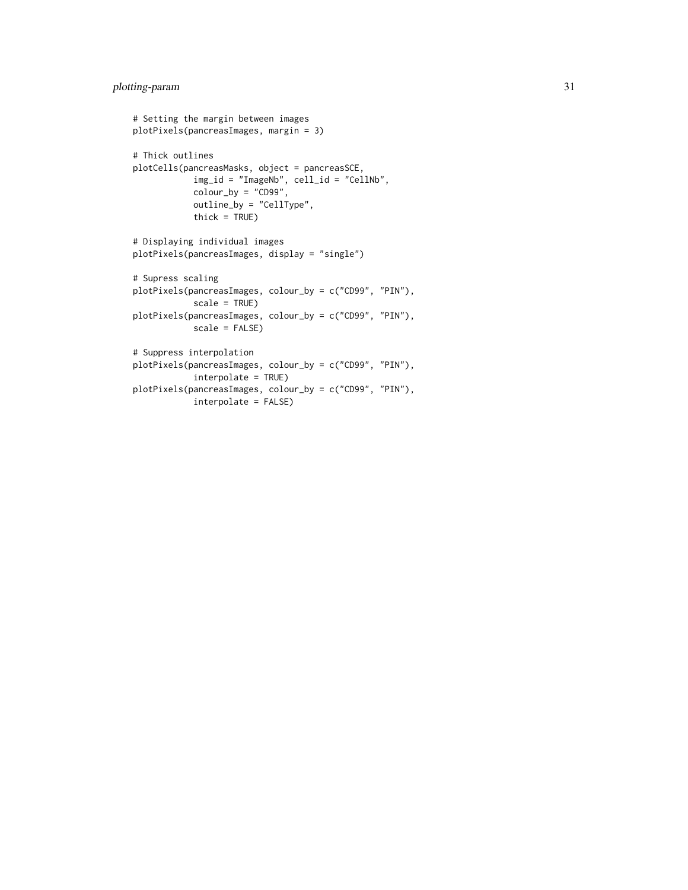```
# Setting the margin between images
plotPixels(pancreasImages, margin = 3)

# Thick outlines
plotCells(pancreasMasks, object = pancreasSCE,
            img_id = "ImageNb", cell_id = "CellNb",
            colour_by = "CD99",
            outline_by = "CellType",
            thick = TRUE)

# Displaying individual images
plotPixels(pancreasImages, display = "single")

# Supress scaling
plotPixels(pancreasImages, colour_by = c("CD99", "PIN"),
            scale = TRUE)
plotPixels(pancreasImages, colour_by = c("CD99", "PIN"),
            scale = FALSE)

# Suppress interpolation
plotPixels(pancreasImages, colour_by = c("CD99", "PIN"),
            interpolate = TRUE)
plotPixels(pancreasImages, colour_by = c("CD99", "PIN"),
            interpolate = FALSE)
```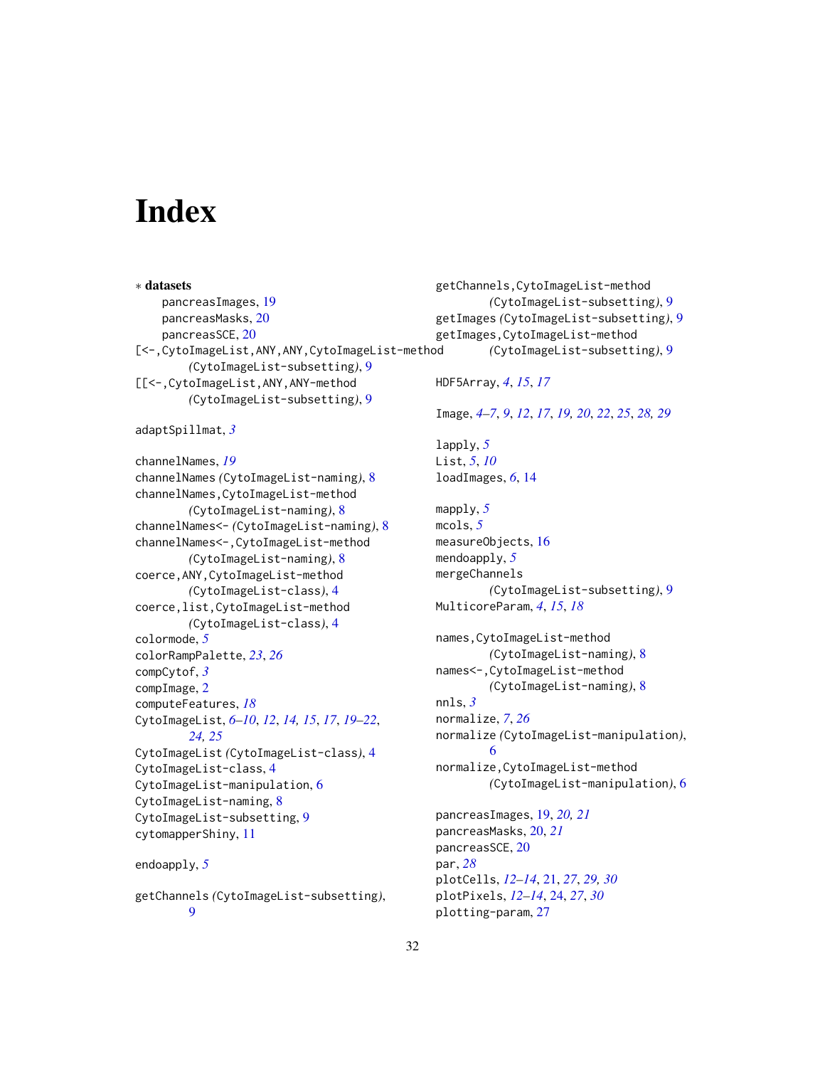# Index

∗ **datasets**
- pancreasImages, 19
- pancreasMasks, 20
- pancreasSCE, 20

[<-,CytoImageList,ANY,ANY,CytoImageList-method *(CytoImageList-subsetting)*, 9
[[<-,CytoImageList,ANY,ANY-method *(CytoImageList-subsetting)*, 9

adaptSpillmat, *3*

channelNames, *19*
channelNames *(CytoImageList-naming)*, 8
channelNames,CytoImageList-method *(CytoImageList-naming)*, 8
channelNames<- *(CytoImageList-naming)*, 8
channelNames<-,CytoImageList-method *(CytoImageList-naming)*, 8
coerce,ANY,CytoImageList-method *(CytoImageList-class)*, 4
coerce,list,CytoImageList-method *(CytoImageList-class)*, 4
colormode, *5*
colorRampPalette, *23*, *26*
compCytof, *3*
compImage, 2
computeFeatures, *18*
CytoImageList, *6–10*, *12*, *14, 15*, *17*, *19–22*, *24, 25*
CytoImageList *(CytoImageList-class)*, 4
CytoImageList-class, 4
CytoImageList-manipulation, 6
CytoImageList-naming, 8
CytoImageList-subsetting, 9
cytomapperShiny, 11

endoapply, *5*

getChannels *(CytoImageList-subsetting)*, 9
getChannels,CytoImageList-method *(CytoImageList-subsetting)*, 9
getImages *(CytoImageList-subsetting)*, 9
getImages,CytoImageList-method *(CytoImageList-subsetting)*, 9

HDF5Array, *4*, *15*, *17*

Image, *4–7*, *9*, *12*, *17*, *19, 20*, *22*, *25*, *28, 29*

lapply, *5*
List, *5*, *10*
loadImages, *6*, 14

mapply, *5*
mcols, *5*
measureObjects, 16
mendoapply, *5*
mergeChannels *(CytoImageList-subsetting)*, 9
MulticoreParam, *4*, *15*, *18*

names,CytoImageList-method *(CytoImageList-naming)*, 8
names<-,CytoImageList-method *(CytoImageList-naming)*, 8
nnls, *3*
normalize, *7*, *26*
normalize *(CytoImageList-manipulation)*, 6
normalize,CytoImageList-method *(CytoImageList-manipulation)*, 6

pancreasImages, 19, *20, 21*
pancreasMasks, 20, *21*
pancreasSCE, 20
par, *28*
plotCells, *12–14*, 21, *27*, *29, 30*
plotPixels, *12–14*, 24, *27*, *30*
plotting-param, 27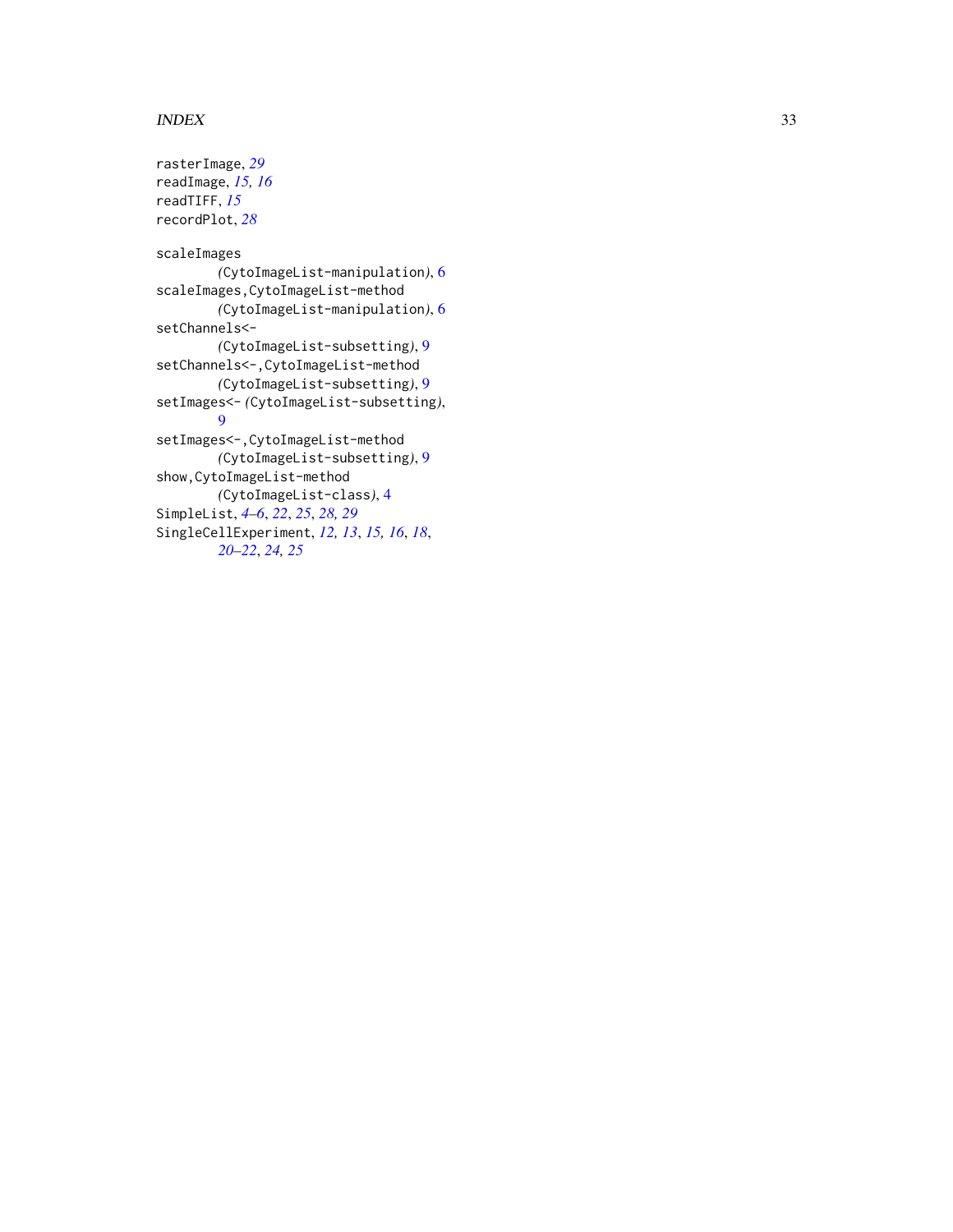rasterImage, *29*
readImage, *15, 16*
readTIFF, *15*
recordPlot, *28*

scaleImages
    (CytoImageList-manipulation), 6
scaleImages,CytoImageList-method
    (CytoImageList-manipulation), 6
setChannels<-
    (CytoImageList-subsetting), 9
setChannels<-,CytoImageList-method
    (CytoImageList-subsetting), 9
setImages<- (CytoImageList-subsetting),
    9
setImages<-,CytoImageList-method
    (CytoImageList-subsetting), 9
show,CytoImageList-method
    (CytoImageList-class), 4
SimpleList, *4–6*, *22*, *25*, *28, 29*
SingleCellExperiment, *12, 13*, *15, 16*, *18*,
    *20–22*, *24, 25*